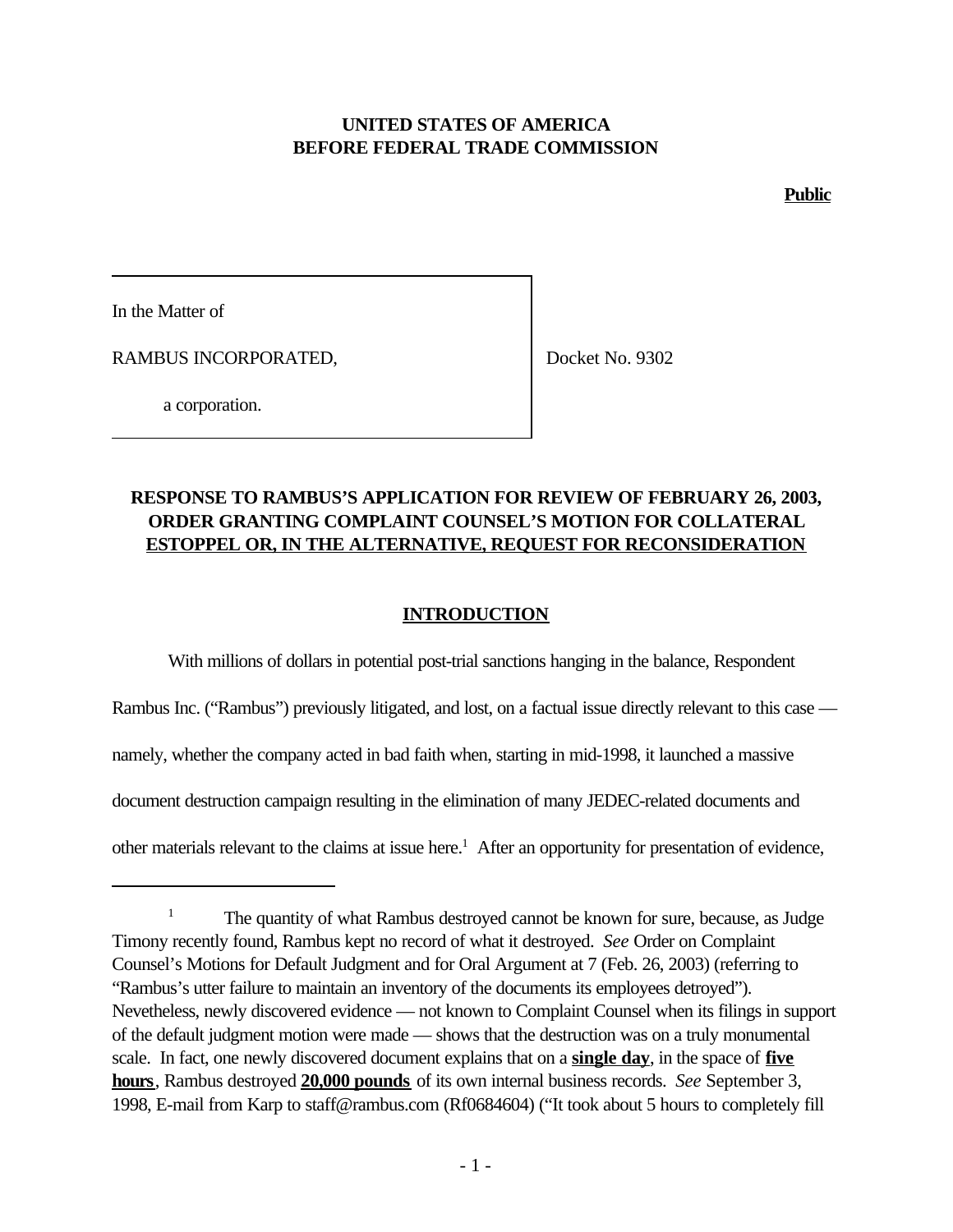**UNITED STATES OF AMERICA**
**BEFORE FEDERAL TRADE COMMISSION**

**Public**

In the Matter of

RAMBUS INCORPORATED,

a corporation.

Docket No. 9302

## RESPONSE TO RAMBUS'S APPLICATION FOR REVIEW OF FEBRUARY 26, 2003, ORDER GRANTING COMPLAINT COUNSEL'S MOTION FOR COLLATERAL ESTOPPEL OR, IN THE ALTERNATIVE, REQUEST FOR RECONSIDERATION

## INTRODUCTION

With millions of dollars in potential post-trial sanctions hanging in the balance, Respondent Rambus Inc. ("Rambus") previously litigated, and lost, on a factual issue directly relevant to this case — namely, whether the company acted in bad faith when, starting in mid-1998, it launched a massive document destruction campaign resulting in the elimination of many JEDEC-related documents and other materials relevant to the claims at issue here.[1] After an opportunity for presentation of evidence,

[1] The quantity of what Rambus destroyed cannot be known for sure, because, as Judge Timony recently found, Rambus kept no record of what it destroyed. *See* Order on Complaint Counsel's Motions for Default Judgment and for Oral Argument at 7 (Feb. 26, 2003) (referring to "Rambus's utter failure to maintain an inventory of the documents its employees detroyed"). Nevertheless, newly discovered evidence — not known to Complaint Counsel when its filings in support of the default judgment motion were made — shows that the destruction was on a truly monumental scale. In fact, one newly discovered document explains that on a **single day**, in the space of **five hours**, Rambus destroyed **20,000 pounds** of its own internal business records. *See* September 3, 1998, E-mail from Karp to staff@rambus.com (Rf0684604) ("It took about 5 hours to completely fill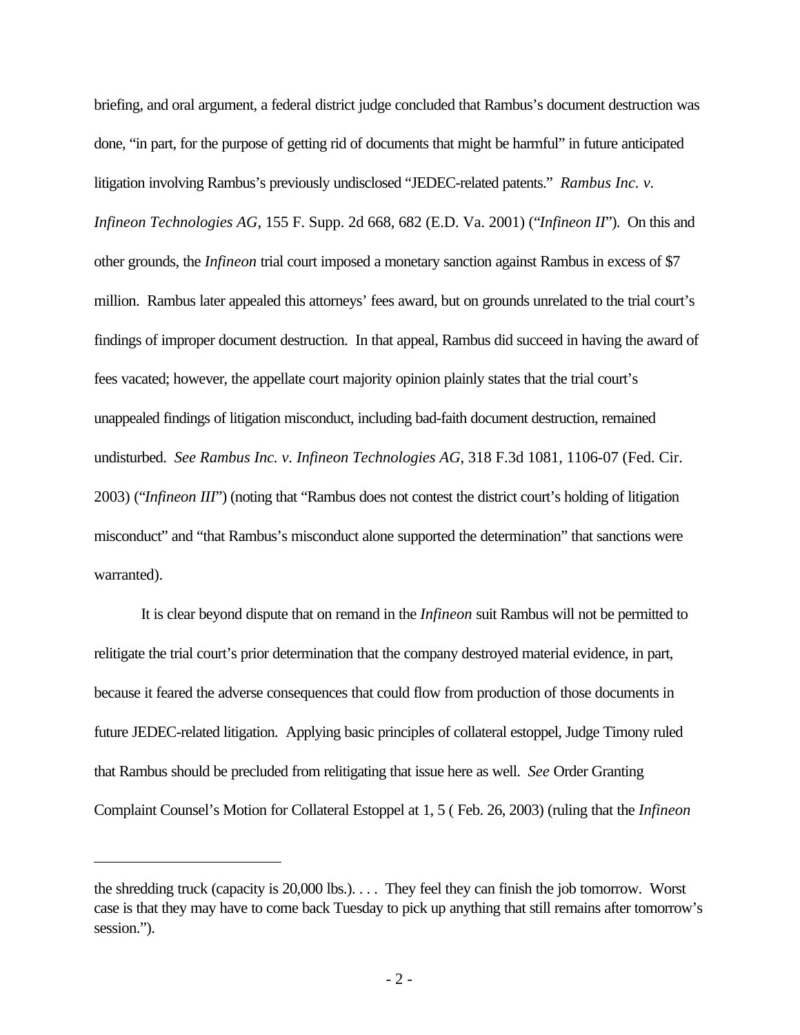briefing, and oral argument, a federal district judge concluded that Rambus's document destruction was done, "in part, for the purpose of getting rid of documents that might be harmful" in future anticipated litigation involving Rambus's previously undisclosed "JEDEC-related patents." *Rambus Inc. v. Infineon Technologies AG*, 155 F. Supp. 2d 668, 682 (E.D. Va. 2001) ("*Infineon II*"). On this and other grounds, the *Infineon* trial court imposed a monetary sanction against Rambus in excess of $7 million. Rambus later appealed this attorneys' fees award, but on grounds unrelated to the trial court's findings of improper document destruction. In that appeal, Rambus did succeed in having the award of fees vacated; however, the appellate court majority opinion plainly states that the trial court's unappealed findings of litigation misconduct, including bad-faith document destruction, remained undisturbed. *See Rambus Inc. v. Infineon Technologies AG*, 318 F.3d 1081, 1106-07 (Fed. Cir. 2003) ("*Infineon III*") (noting that "Rambus does not contest the district court's holding of litigation misconduct" and "that Rambus's misconduct alone supported the determination" that sanctions were warranted).

It is clear beyond dispute that on remand in the *Infineon* suit Rambus will not be permitted to relitigate the trial court's prior determination that the company destroyed material evidence, in part, because it feared the adverse consequences that could flow from production of those documents in future JEDEC-related litigation. Applying basic principles of collateral estoppel, Judge Timony ruled that Rambus should be precluded from relitigating that issue here as well. *See* Order Granting Complaint Counsel's Motion for Collateral Estoppel at 1, 5 ( Feb. 26, 2003) (ruling that the *Infineon*

---

the shredding truck (capacity is 20,000 lbs.). . . . They feel they can finish the job tomorrow. Worst case is that they may have to come back Tuesday to pick up anything that still remains after tomorrow's session.").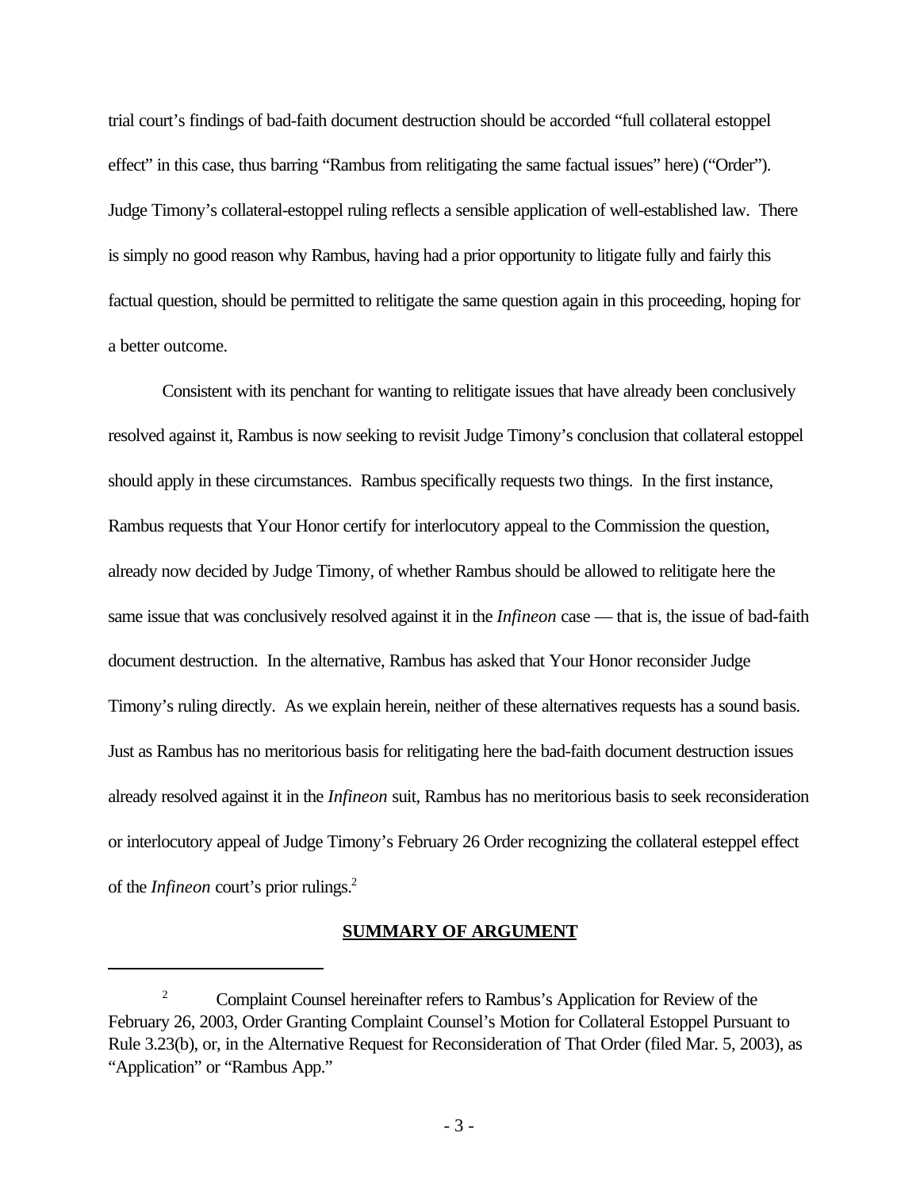trial court's findings of bad-faith document destruction should be accorded "full collateral estoppel effect" in this case, thus barring "Rambus from relitigating the same factual issues" here) ("Order"). Judge Timony's collateral-estoppel ruling reflects a sensible application of well-established law. There is simply no good reason why Rambus, having had a prior opportunity to litigate fully and fairly this factual question, should be permitted to relitigate the same question again in this proceeding, hoping for a better outcome.

Consistent with its penchant for wanting to relitigate issues that have already been conclusively resolved against it, Rambus is now seeking to revisit Judge Timony's conclusion that collateral estoppel should apply in these circumstances. Rambus specifically requests two things. In the first instance, Rambus requests that Your Honor certify for interlocutory appeal to the Commission the question, already now decided by Judge Timony, of whether Rambus should be allowed to relitigate here the same issue that was conclusively resolved against it in the *Infineon* case — that is, the issue of bad-faith document destruction. In the alternative, Rambus has asked that Your Honor reconsider Judge Timony's ruling directly. As we explain herein, neither of these alternatives requests has a sound basis. Just as Rambus has no meritorious basis for relitigating here the bad-faith document destruction issues already resolved against it in the *Infineon* suit, Rambus has no meritorious basis to seek reconsideration or interlocutory appeal of Judge Timony's February 26 Order recognizing the collateral esteppel effect of the *Infineon* court's prior rulings.[2]

**SUMMARY OF ARGUMENT**

[2] Complaint Counsel hereinafter refers to Rambus's Application for Review of the February 26, 2003, Order Granting Complaint Counsel's Motion for Collateral Estoppel Pursuant to Rule 3.23(b), or, in the Alternative Request for Reconsideration of That Order (filed Mar. 5, 2003), as "Application" or "Rambus App."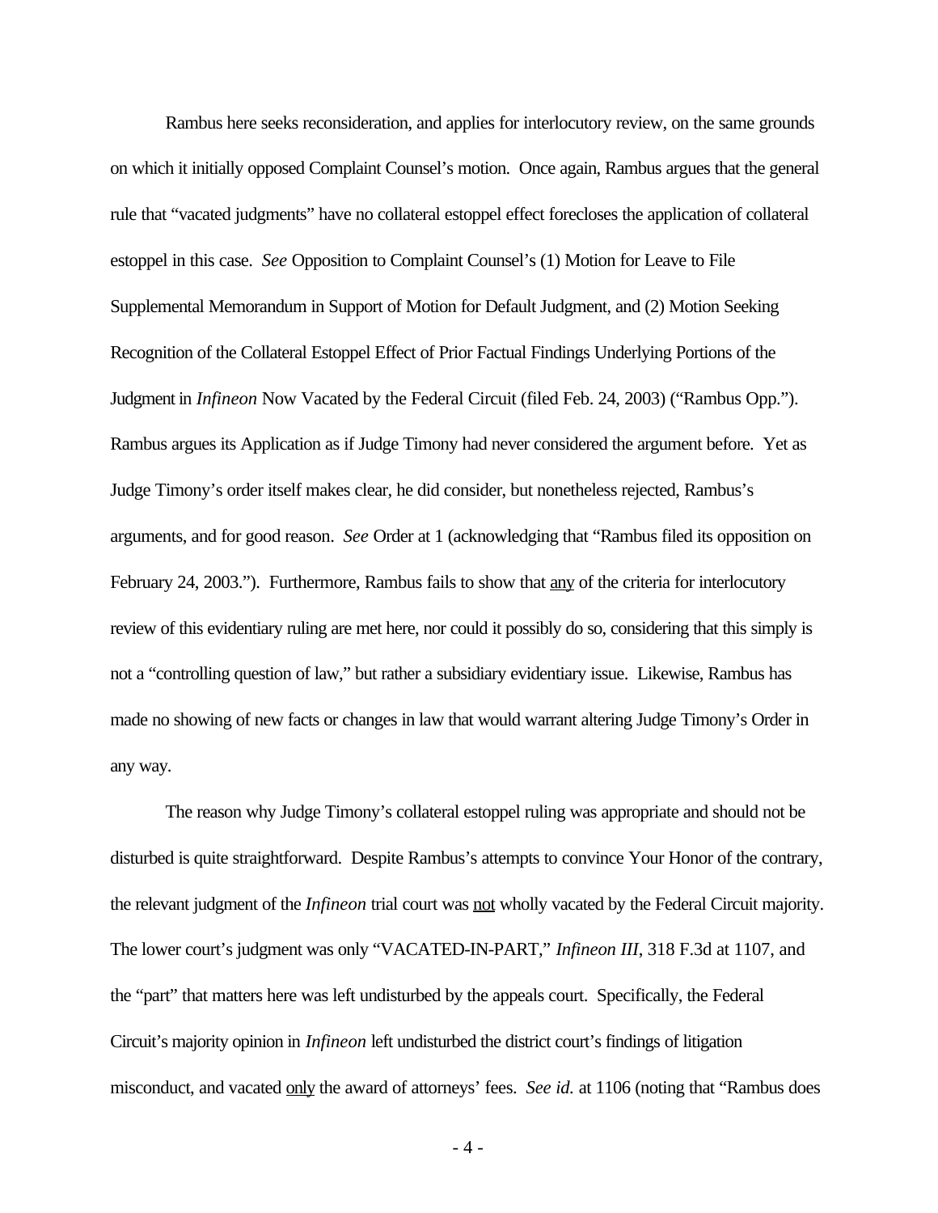Rambus here seeks reconsideration, and applies for interlocutory review, on the same grounds on which it initially opposed Complaint Counsel's motion. Once again, Rambus argues that the general rule that "vacated judgments" have no collateral estoppel effect forecloses the application of collateral estoppel in this case. *See* Opposition to Complaint Counsel's (1) Motion for Leave to File Supplemental Memorandum in Support of Motion for Default Judgment, and (2) Motion Seeking Recognition of the Collateral Estoppel Effect of Prior Factual Findings Underlying Portions of the Judgment in *Infineon* Now Vacated by the Federal Circuit (filed Feb. 24, 2003) ("Rambus Opp."). Rambus argues its Application as if Judge Timony had never considered the argument before. Yet as Judge Timony's order itself makes clear, he did consider, but nonetheless rejected, Rambus's arguments, and for good reason. *See* Order at 1 (acknowledging that "Rambus filed its opposition on February 24, 2003."). Furthermore, Rambus fails to show that <u>any</u> of the criteria for interlocutory review of this evidentiary ruling are met here, nor could it possibly do so, considering that this simply is not a "controlling question of law," but rather a subsidiary evidentiary issue. Likewise, Rambus has made no showing of new facts or changes in law that would warrant altering Judge Timony's Order in any way.

The reason why Judge Timony's collateral estoppel ruling was appropriate and should not be disturbed is quite straightforward. Despite Rambus's attempts to convince Your Honor of the contrary, the relevant judgment of the *Infineon* trial court was <u>not</u> wholly vacated by the Federal Circuit majority. The lower court's judgment was only "VACATED-IN-PART," *Infineon III*, 318 F.3d at 1107, and the "part" that matters here was left undisturbed by the appeals court. Specifically, the Federal Circuit's majority opinion in *Infineon* left undisturbed the district court's findings of litigation misconduct, and vacated <u>only</u> the award of attorneys' fees. *See id.* at 1106 (noting that "Rambus does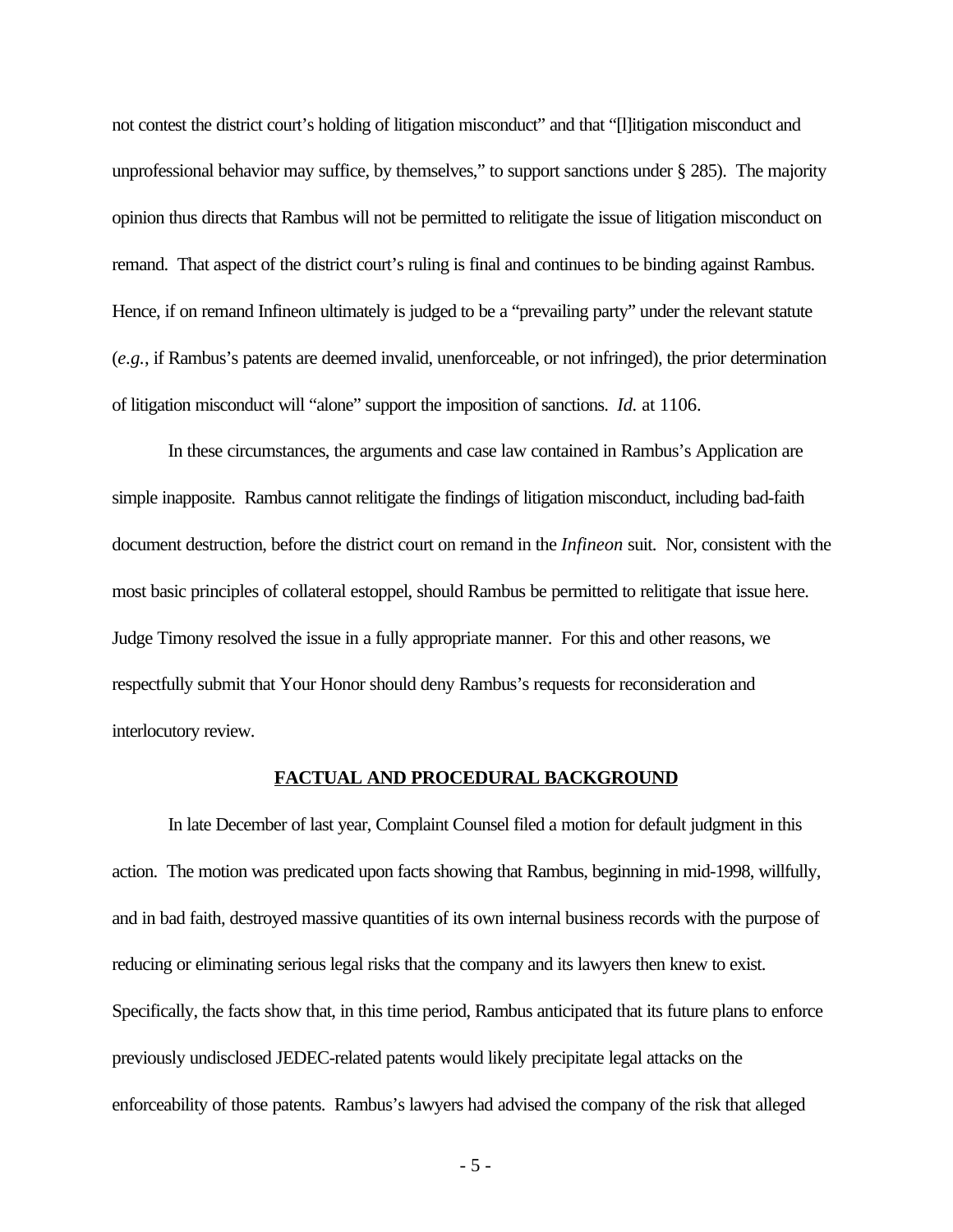not contest the district court's holding of litigation misconduct" and that "[l]itigation misconduct and unprofessional behavior may suffice, by themselves," to support sanctions under § 285). The majority opinion thus directs that Rambus will not be permitted to relitigate the issue of litigation misconduct on remand. That aspect of the district court's ruling is final and continues to be binding against Rambus. Hence, if on remand Infineon ultimately is judged to be a "prevailing party" under the relevant statute (*e.g.*, if Rambus's patents are deemed invalid, unenforceable, or not infringed), the prior determination of litigation misconduct will "alone" support the imposition of sanctions. *Id.* at 1106.

In these circumstances, the arguments and case law contained in Rambus's Application are simple inapposite. Rambus cannot relitigate the findings of litigation misconduct, including bad-faith document destruction, before the district court on remand in the *Infineon* suit. Nor, consistent with the most basic principles of collateral estoppel, should Rambus be permitted to relitigate that issue here. Judge Timony resolved the issue in a fully appropriate manner. For this and other reasons, we respectfully submit that Your Honor should deny Rambus's requests for reconsideration and interlocutory review.

## FACTUAL AND PROCEDURAL BACKGROUND

In late December of last year, Complaint Counsel filed a motion for default judgment in this action. The motion was predicated upon facts showing that Rambus, beginning in mid-1998, willfully, and in bad faith, destroyed massive quantities of its own internal business records with the purpose of reducing or eliminating serious legal risks that the company and its lawyers then knew to exist. Specifically, the facts show that, in this time period, Rambus anticipated that its future plans to enforce previously undisclosed JEDEC-related patents would likely precipitate legal attacks on the enforceability of those patents. Rambus's lawyers had advised the company of the risk that alleged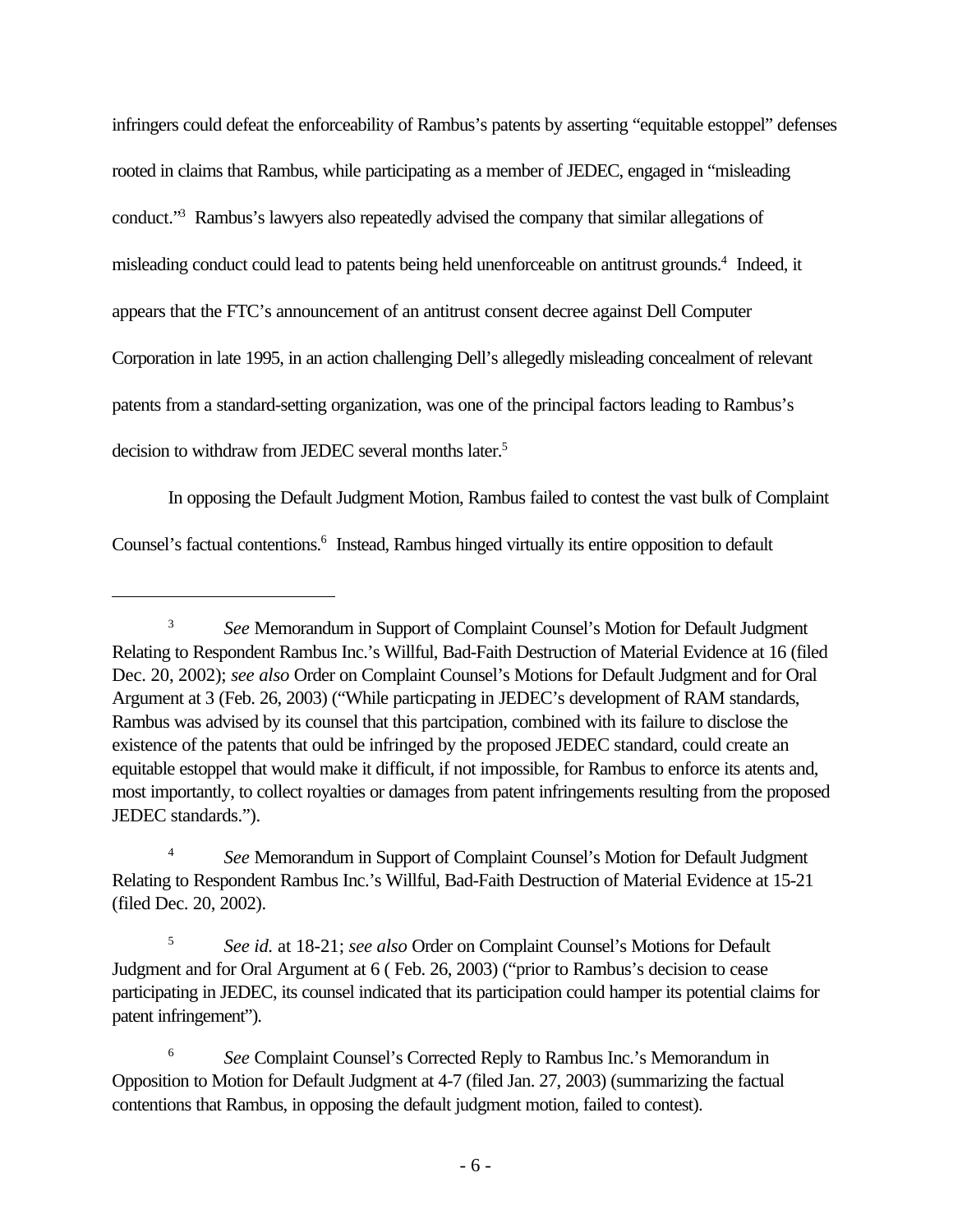infringers could defeat the enforceability of Rambus's patents by asserting "equitable estoppel" defenses rooted in claims that Rambus, while participating as a member of JEDEC, engaged in "misleading conduct."[3] Rambus's lawyers also repeatedly advised the company that similar allegations of misleading conduct could lead to patents being held unenforceable on antitrust grounds.[4] Indeed, it appears that the FTC's announcement of an antitrust consent decree against Dell Computer Corporation in late 1995, in an action challenging Dell's allegedly misleading concealment of relevant patents from a standard-setting organization, was one of the principal factors leading to Rambus's decision to withdraw from JEDEC several months later.[5]

In opposing the Default Judgment Motion, Rambus failed to contest the vast bulk of Complaint Counsel's factual contentions.[6] Instead, Rambus hinged virtually its entire opposition to default

---

[3] *See* Memorandum in Support of Complaint Counsel's Motion for Default Judgment Relating to Respondent Rambus Inc.'s Willful, Bad-Faith Destruction of Material Evidence at 16 (filed Dec. 20, 2002); *see also* Order on Complaint Counsel's Motions for Default Judgment and for Oral Argument at 3 (Feb. 26, 2003) ("While particpating in JEDEC's development of RAM standards, Rambus was advised by its counsel that this partcipation, combined with its failure to disclose the existence of the patents that ould be infringed by the proposed JEDEC standard, could create an equitable estoppel that would make it difficult, if not impossible, for Rambus to enforce its atents and, most importantly, to collect royalties or damages from patent infringements resulting from the proposed JEDEC standards.").

[4] *See* Memorandum in Support of Complaint Counsel's Motion for Default Judgment Relating to Respondent Rambus Inc.'s Willful, Bad-Faith Destruction of Material Evidence at 15-21 (filed Dec. 20, 2002).

[5] *See id.* at 18-21; *see also* Order on Complaint Counsel's Motions for Default Judgment and for Oral Argument at 6 ( Feb. 26, 2003) ("prior to Rambus's decision to cease participating in JEDEC, its counsel indicated that its participation could hamper its potential claims for patent infringement").

[6] *See* Complaint Counsel's Corrected Reply to Rambus Inc.'s Memorandum in Opposition to Motion for Default Judgment at 4-7 (filed Jan. 27, 2003) (summarizing the factual contentions that Rambus, in opposing the default judgment motion, failed to contest).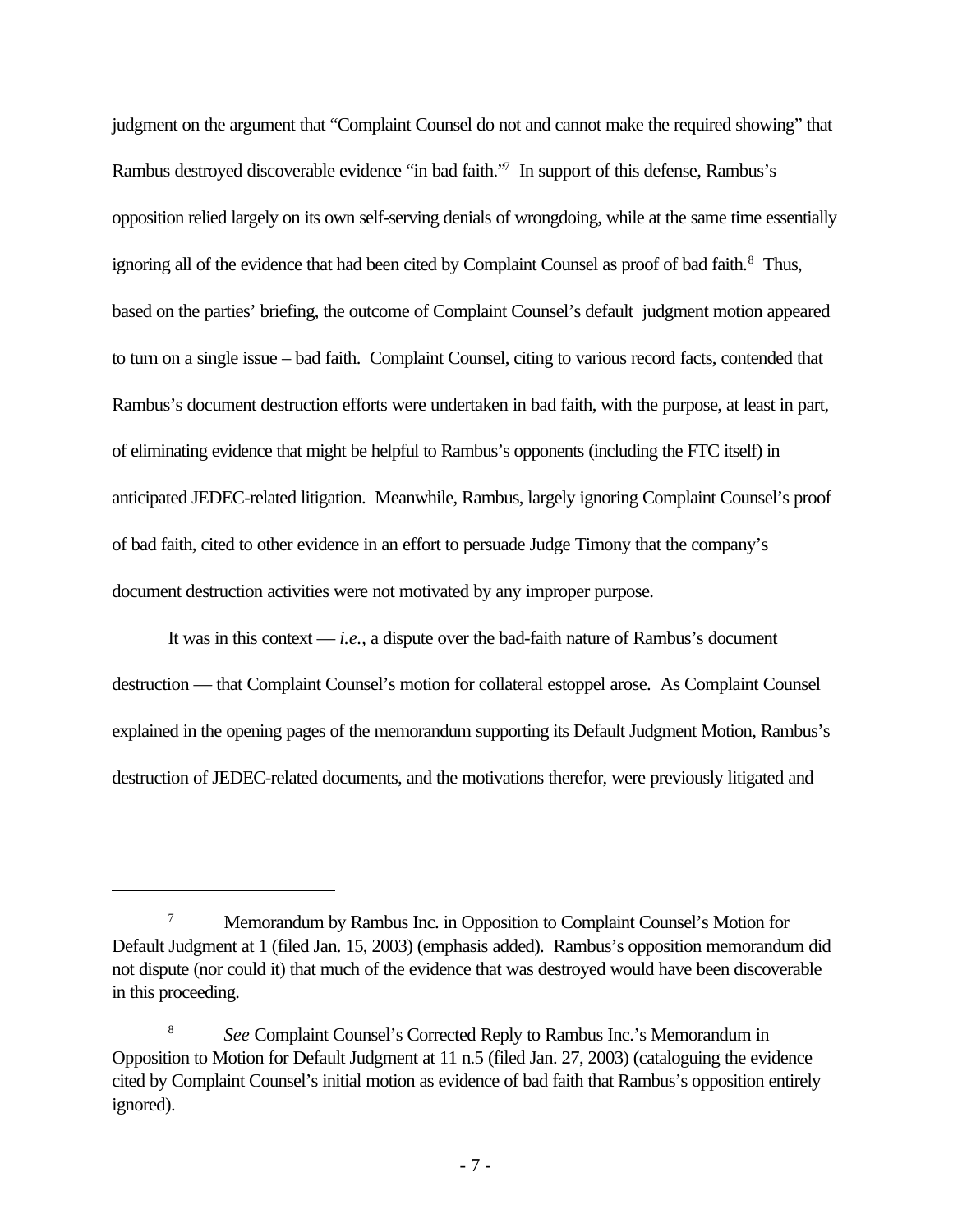judgment on the argument that "Complaint Counsel do not and cannot make the required showing" that Rambus destroyed discoverable evidence "in bad faith."[7] In support of this defense, Rambus's opposition relied largely on its own self-serving denials of wrongdoing, while at the same time essentially ignoring all of the evidence that had been cited by Complaint Counsel as proof of bad faith.[8] Thus, based on the parties' briefing, the outcome of Complaint Counsel's default judgment motion appeared to turn on a single issue – bad faith. Complaint Counsel, citing to various record facts, contended that Rambus's document destruction efforts were undertaken in bad faith, with the purpose, at least in part, of eliminating evidence that might be helpful to Rambus's opponents (including the FTC itself) in anticipated JEDEC-related litigation. Meanwhile, Rambus, largely ignoring Complaint Counsel's proof of bad faith, cited to other evidence in an effort to persuade Judge Timony that the company's document destruction activities were not motivated by any improper purpose.

It was in this context — *i.e.*, a dispute over the bad-faith nature of Rambus's document destruction — that Complaint Counsel's motion for collateral estoppel arose. As Complaint Counsel explained in the opening pages of the memorandum supporting its Default Judgment Motion, Rambus's destruction of JEDEC-related documents, and the motivations therefor, were previously litigated and

---

[7] Memorandum by Rambus Inc. in Opposition to Complaint Counsel's Motion for Default Judgment at 1 (filed Jan. 15, 2003) (emphasis added). Rambus's opposition memorandum did not dispute (nor could it) that much of the evidence that was destroyed would have been discoverable in this proceeding.

[8] *See* Complaint Counsel's Corrected Reply to Rambus Inc.'s Memorandum in Opposition to Motion for Default Judgment at 11 n.5 (filed Jan. 27, 2003) (cataloguing the evidence cited by Complaint Counsel's initial motion as evidence of bad faith that Rambus's opposition entirely ignored).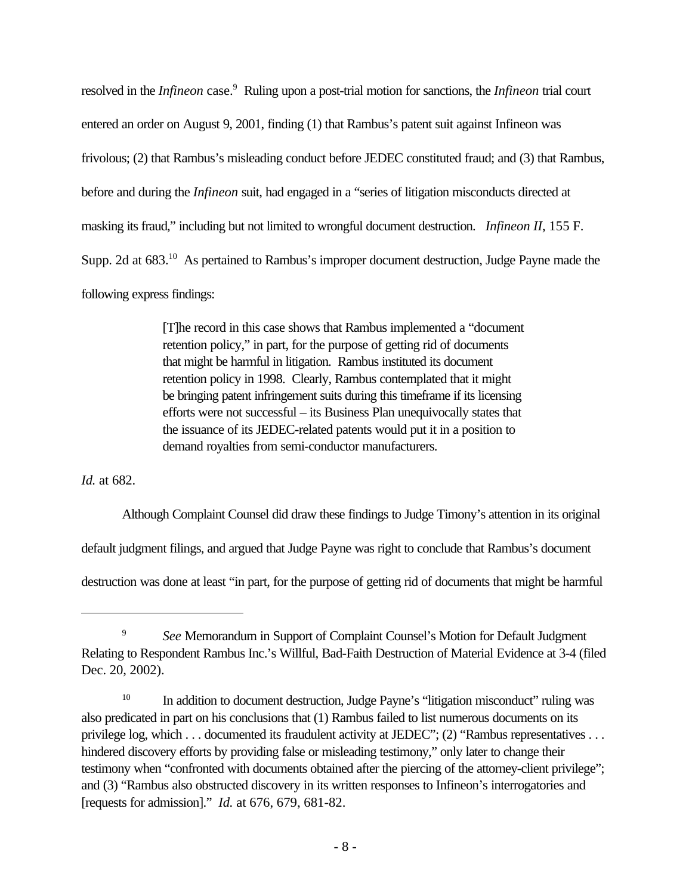resolved in the *Infineon* case.[9] Ruling upon a post-trial motion for sanctions, the *Infineon* trial court entered an order on August 9, 2001, finding (1) that Rambus's patent suit against Infineon was frivolous; (2) that Rambus's misleading conduct before JEDEC constituted fraud; and (3) that Rambus, before and during the *Infineon* suit, had engaged in a "series of litigation misconducts directed at masking its fraud," including but not limited to wrongful document destruction. *Infineon II*, 155 F. Supp. 2d at 683.[10] As pertained to Rambus's improper document destruction, Judge Payne made the following express findings:

> [T]he record in this case shows that Rambus implemented a "document retention policy," in part, for the purpose of getting rid of documents that might be harmful in litigation. Rambus instituted its document retention policy in 1998. Clearly, Rambus contemplated that it might be bringing patent infringement suits during this timeframe if its licensing efforts were not successful – its Business Plan unequivocally states that the issuance of its JEDEC-related patents would put it in a position to demand royalties from semi-conductor manufacturers.

*Id.* at 682.

Although Complaint Counsel did draw these findings to Judge Timony's attention in its original default judgment filings, and argued that Judge Payne was right to conclude that Rambus's document destruction was done at least "in part, for the purpose of getting rid of documents that might be harmful

---

[9] *See* Memorandum in Support of Complaint Counsel's Motion for Default Judgment Relating to Respondent Rambus Inc.'s Willful, Bad-Faith Destruction of Material Evidence at 3-4 (filed Dec. 20, 2002).

[10] In addition to document destruction, Judge Payne's "litigation misconduct" ruling was also predicated in part on his conclusions that (1) Rambus failed to list numerous documents on its privilege log, which . . . documented its fraudulent activity at JEDEC"; (2) "Rambus representatives . . . hindered discovery efforts by providing false or misleading testimony," only later to change their testimony when "confronted with documents obtained after the piercing of the attorney-client privilege"; and (3) "Rambus also obstructed discovery in its written responses to Infineon's interrogatories and [requests for admission]." *Id.* at 676, 679, 681-82.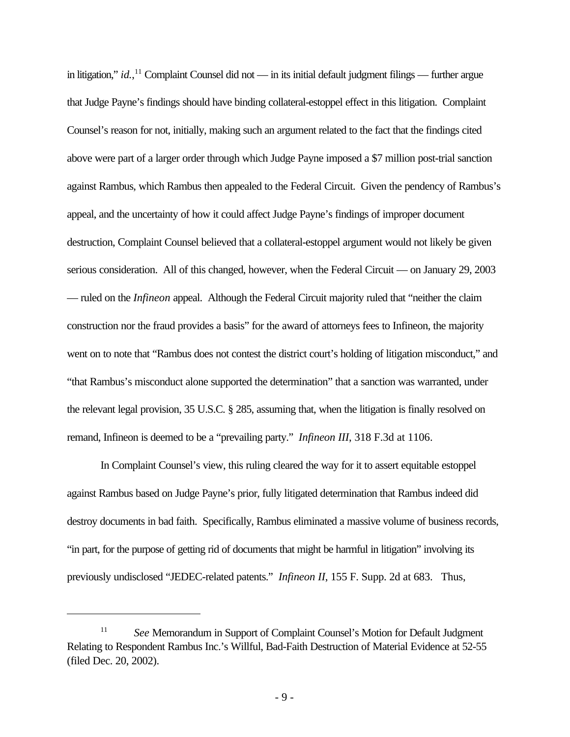in litigation," *id.*,[11] Complaint Counsel did not — in its initial default judgment filings — further argue that Judge Payne's findings should have binding collateral-estoppel effect in this litigation. Complaint Counsel's reason for not, initially, making such an argument related to the fact that the findings cited above were part of a larger order through which Judge Payne imposed a $7 million post-trial sanction against Rambus, which Rambus then appealed to the Federal Circuit. Given the pendency of Rambus's appeal, and the uncertainty of how it could affect Judge Payne's findings of improper document destruction, Complaint Counsel believed that a collateral-estoppel argument would not likely be given serious consideration. All of this changed, however, when the Federal Circuit — on January 29, 2003 — ruled on the *Infineon* appeal. Although the Federal Circuit majority ruled that "neither the claim construction nor the fraud provides a basis" for the award of attorneys fees to Infineon, the majority went on to note that "Rambus does not contest the district court's holding of litigation misconduct," and "that Rambus's misconduct alone supported the determination" that a sanction was warranted, under the relevant legal provision, 35 U.S.C. § 285, assuming that, when the litigation is finally resolved on remand, Infineon is deemed to be a "prevailing party." *Infineon III*, 318 F.3d at 1106.

In Complaint Counsel's view, this ruling cleared the way for it to assert equitable estoppel against Rambus based on Judge Payne's prior, fully litigated determination that Rambus indeed did destroy documents in bad faith. Specifically, Rambus eliminated a massive volume of business records, "in part, for the purpose of getting rid of documents that might be harmful in litigation" involving its previously undisclosed "JEDEC-related patents." *Infineon II*, 155 F. Supp. 2d at 683. Thus,

---

[11] *See* Memorandum in Support of Complaint Counsel's Motion for Default Judgment Relating to Respondent Rambus Inc.'s Willful, Bad-Faith Destruction of Material Evidence at 52-55 (filed Dec. 20, 2002).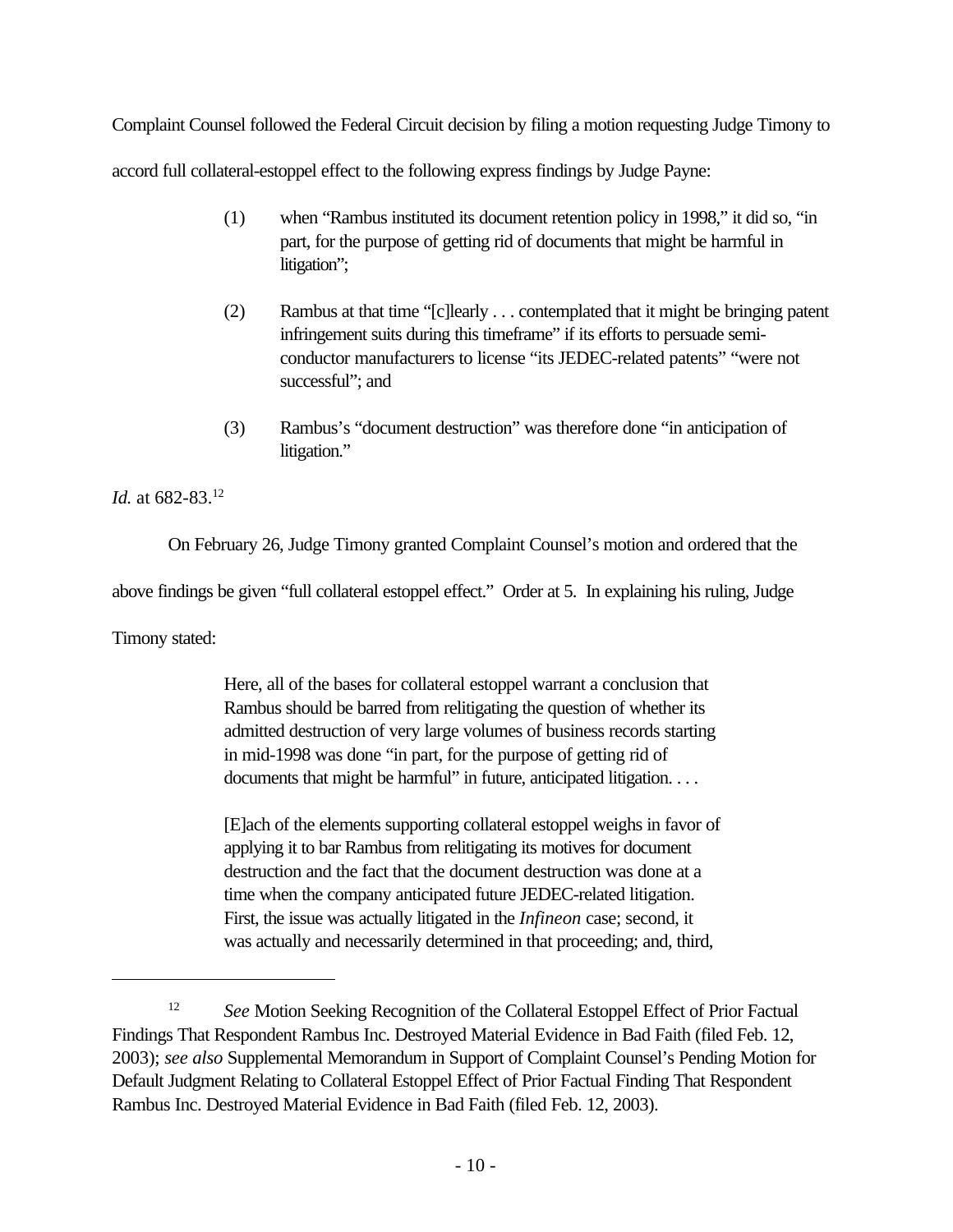Complaint Counsel followed the Federal Circuit decision by filing a motion requesting Judge Timony to accord full collateral-estoppel effect to the following express findings by Judge Payne:

> (1) when "Rambus instituted its document retention policy in 1998," it did so, "in part, for the purpose of getting rid of documents that might be harmful in litigation";
>
> (2) Rambus at that time "[c]learly . . . contemplated that it might be bringing patent infringement suits during this timeframe" if its efforts to persuade semi-conductor manufacturers to license "its JEDEC-related patents" "were not successful"; and
>
> (3) Rambus's "document destruction" was therefore done "in anticipation of litigation."

*Id.* at 682-83.[12]

On February 26, Judge Timony granted Complaint Counsel's motion and ordered that the above findings be given "full collateral estoppel effect." Order at 5. In explaining his ruling, Judge Timony stated:

> Here, all of the bases for collateral estoppel warrant a conclusion that Rambus should be barred from relitigating the question of whether its admitted destruction of very large volumes of business records starting in mid-1998 was done "in part, for the purpose of getting rid of documents that might be harmful" in future, anticipated litigation. . . .
>
> [E]ach of the elements supporting collateral estoppel weighs in favor of applying it to bar Rambus from relitigating its motives for document destruction and the fact that the document destruction was done at a time when the company anticipated future JEDEC-related litigation. First, the issue was actually litigated in the *Infineon* case; second, it was actually and necessarily determined in that proceeding; and, third,

---

[12] *See* Motion Seeking Recognition of the Collateral Estoppel Effect of Prior Factual Findings That Respondent Rambus Inc. Destroyed Material Evidence in Bad Faith (filed Feb. 12, 2003); *see also* Supplemental Memorandum in Support of Complaint Counsel's Pending Motion for Default Judgment Relating to Collateral Estoppel Effect of Prior Factual Finding That Respondent Rambus Inc. Destroyed Material Evidence in Bad Faith (filed Feb. 12, 2003).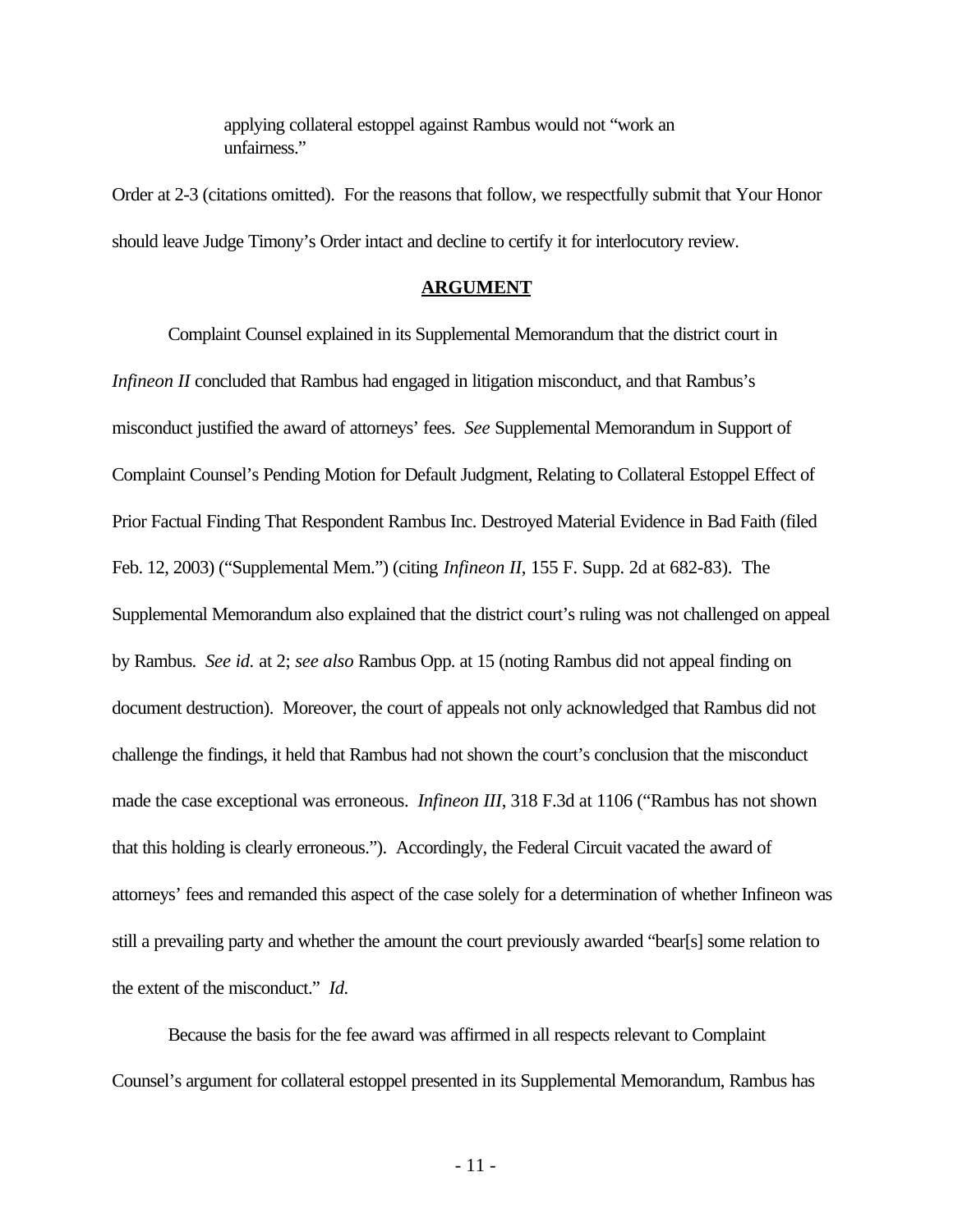> applying collateral estoppel against Rambus would not "work an unfairness."

Order at 2-3 (citations omitted). For the reasons that follow, we respectfully submit that Your Honor should leave Judge Timony's Order intact and decline to certify it for interlocutory review.

## ARGUMENT

Complaint Counsel explained in its Supplemental Memorandum that the district court in *Infineon II* concluded that Rambus had engaged in litigation misconduct, and that Rambus's misconduct justified the award of attorneys' fees. *See* Supplemental Memorandum in Support of Complaint Counsel's Pending Motion for Default Judgment, Relating to Collateral Estoppel Effect of Prior Factual Finding That Respondent Rambus Inc. Destroyed Material Evidence in Bad Faith (filed Feb. 12, 2003) ("Supplemental Mem.") (citing *Infineon II*, 155 F. Supp. 2d at 682-83). The Supplemental Memorandum also explained that the district court's ruling was not challenged on appeal by Rambus. *See id.* at 2; *see also* Rambus Opp. at 15 (noting Rambus did not appeal finding on document destruction). Moreover, the court of appeals not only acknowledged that Rambus did not challenge the findings, it held that Rambus had not shown the court's conclusion that the misconduct made the case exceptional was erroneous. *Infineon III*, 318 F.3d at 1106 ("Rambus has not shown that this holding is clearly erroneous."). Accordingly, the Federal Circuit vacated the award of attorneys' fees and remanded this aspect of the case solely for a determination of whether Infineon was still a prevailing party and whether the amount the court previously awarded "bear[s] some relation to the extent of the misconduct." *Id.*

Because the basis for the fee award was affirmed in all respects relevant to Complaint Counsel's argument for collateral estoppel presented in its Supplemental Memorandum, Rambus has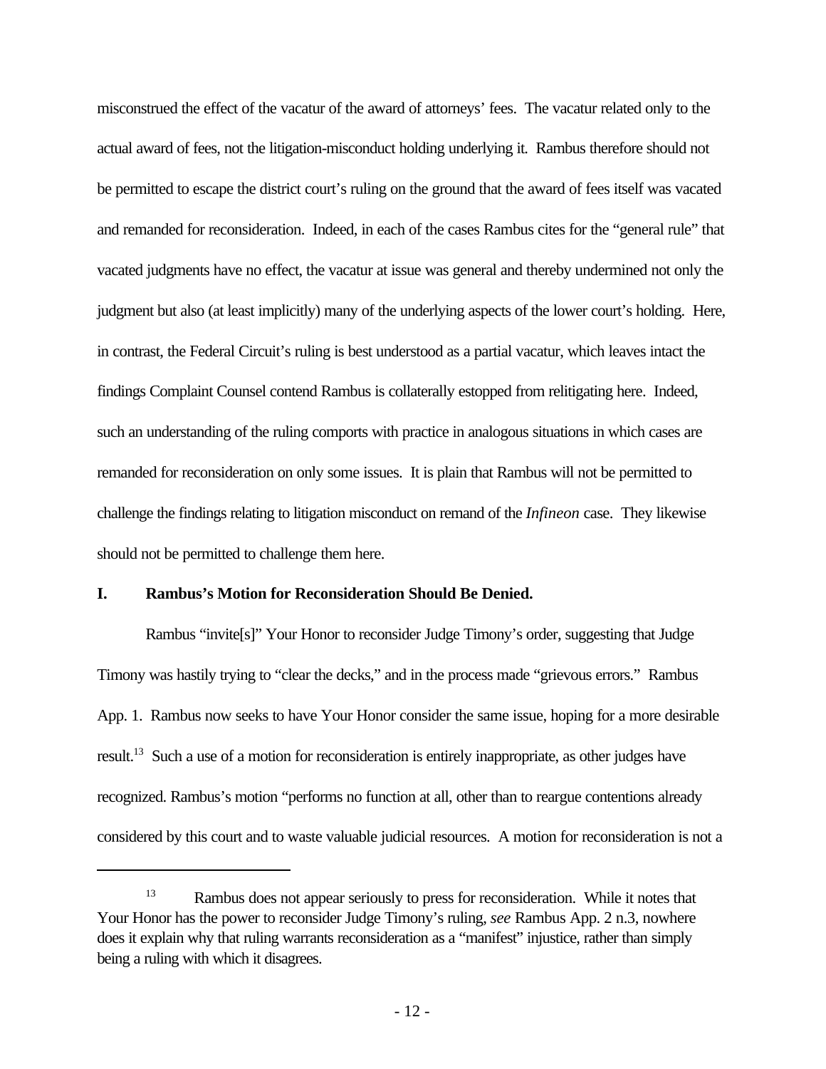misconstrued the effect of the vacatur of the award of attorneys' fees. The vacatur related only to the actual award of fees, not the litigation-misconduct holding underlying it. Rambus therefore should not be permitted to escape the district court's ruling on the ground that the award of fees itself was vacated and remanded for reconsideration. Indeed, in each of the cases Rambus cites for the "general rule" that vacated judgments have no effect, the vacatur at issue was general and thereby undermined not only the judgment but also (at least implicitly) many of the underlying aspects of the lower court's holding. Here, in contrast, the Federal Circuit's ruling is best understood as a partial vacatur, which leaves intact the findings Complaint Counsel contend Rambus is collaterally estopped from relitigating here. Indeed, such an understanding of the ruling comports with practice in analogous situations in which cases are remanded for reconsideration on only some issues. It is plain that Rambus will not be permitted to challenge the findings relating to litigation misconduct on remand of the *Infineon* case. They likewise should not be permitted to challenge them here.

## I. Rambus's Motion for Reconsideration Should Be Denied.

Rambus "invite[s]" Your Honor to reconsider Judge Timony's order, suggesting that Judge Timony was hastily trying to "clear the decks," and in the process made "grievous errors." Rambus App. 1. Rambus now seeks to have Your Honor consider the same issue, hoping for a more desirable result.[13] Such a use of a motion for reconsideration is entirely inappropriate, as other judges have recognized. Rambus's motion "performs no function at all, other than to reargue contentions already considered by this court and to waste valuable judicial resources. A motion for reconsideration is not a

---

[13] Rambus does not appear seriously to press for reconsideration. While it notes that Your Honor has the power to reconsider Judge Timony's ruling, *see* Rambus App. 2 n.3, nowhere does it explain why that ruling warrants reconsideration as a "manifest" injustice, rather than simply being a ruling with which it disagrees.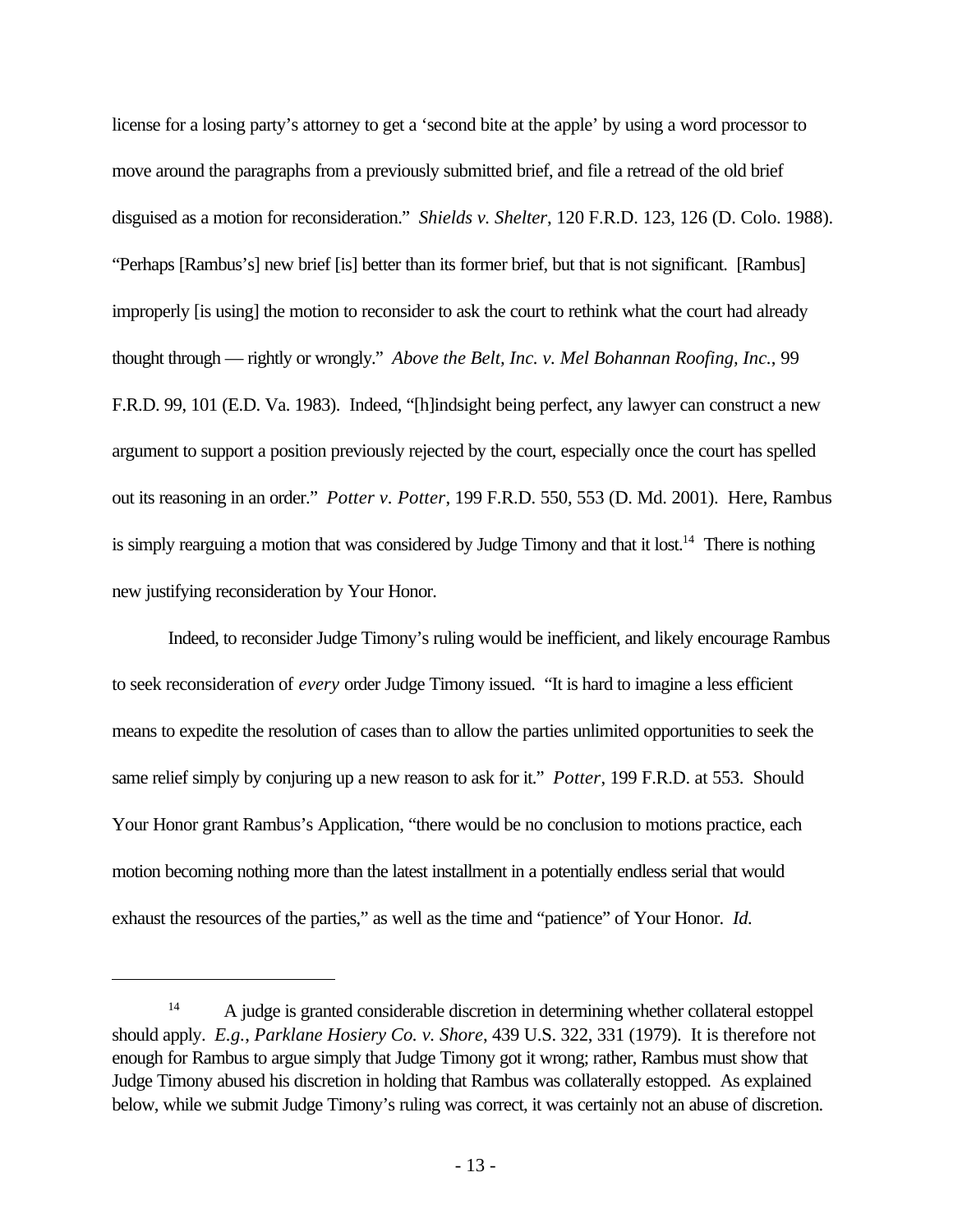license for a losing party's attorney to get a 'second bite at the apple' by using a word processor to move around the paragraphs from a previously submitted brief, and file a retread of the old brief disguised as a motion for reconsideration." *Shields v. Shelter*, 120 F.R.D. 123, 126 (D. Colo. 1988). "Perhaps [Rambus's] new brief [is] better than its former brief, but that is not significant. [Rambus] improperly [is using] the motion to reconsider to ask the court to rethink what the court had already thought through — rightly or wrongly." *Above the Belt, Inc. v. Mel Bohannan Roofing, Inc.*, 99 F.R.D. 99, 101 (E.D. Va. 1983). Indeed, "[h]indsight being perfect, any lawyer can construct a new argument to support a position previously rejected by the court, especially once the court has spelled out its reasoning in an order." *Potter v. Potter*, 199 F.R.D. 550, 553 (D. Md. 2001). Here, Rambus is simply rearguing a motion that was considered by Judge Timony and that it lost.[14] There is nothing new justifying reconsideration by Your Honor.

Indeed, to reconsider Judge Timony's ruling would be inefficient, and likely encourage Rambus to seek reconsideration of *every* order Judge Timony issued. "It is hard to imagine a less efficient means to expedite the resolution of cases than to allow the parties unlimited opportunities to seek the same relief simply by conjuring up a new reason to ask for it." *Potter*, 199 F.R.D. at 553. Should Your Honor grant Rambus's Application, "there would be no conclusion to motions practice, each motion becoming nothing more than the latest installment in a potentially endless serial that would exhaust the resources of the parties," as well as the time and "patience" of Your Honor. *Id.*

---

[14] A judge is granted considerable discretion in determining whether collateral estoppel should apply. *E.g.*, *Parklane Hosiery Co. v. Shore*, 439 U.S. 322, 331 (1979). It is therefore not enough for Rambus to argue simply that Judge Timony got it wrong; rather, Rambus must show that Judge Timony abused his discretion in holding that Rambus was collaterally estopped. As explained below, while we submit Judge Timony's ruling was correct, it was certainly not an abuse of discretion.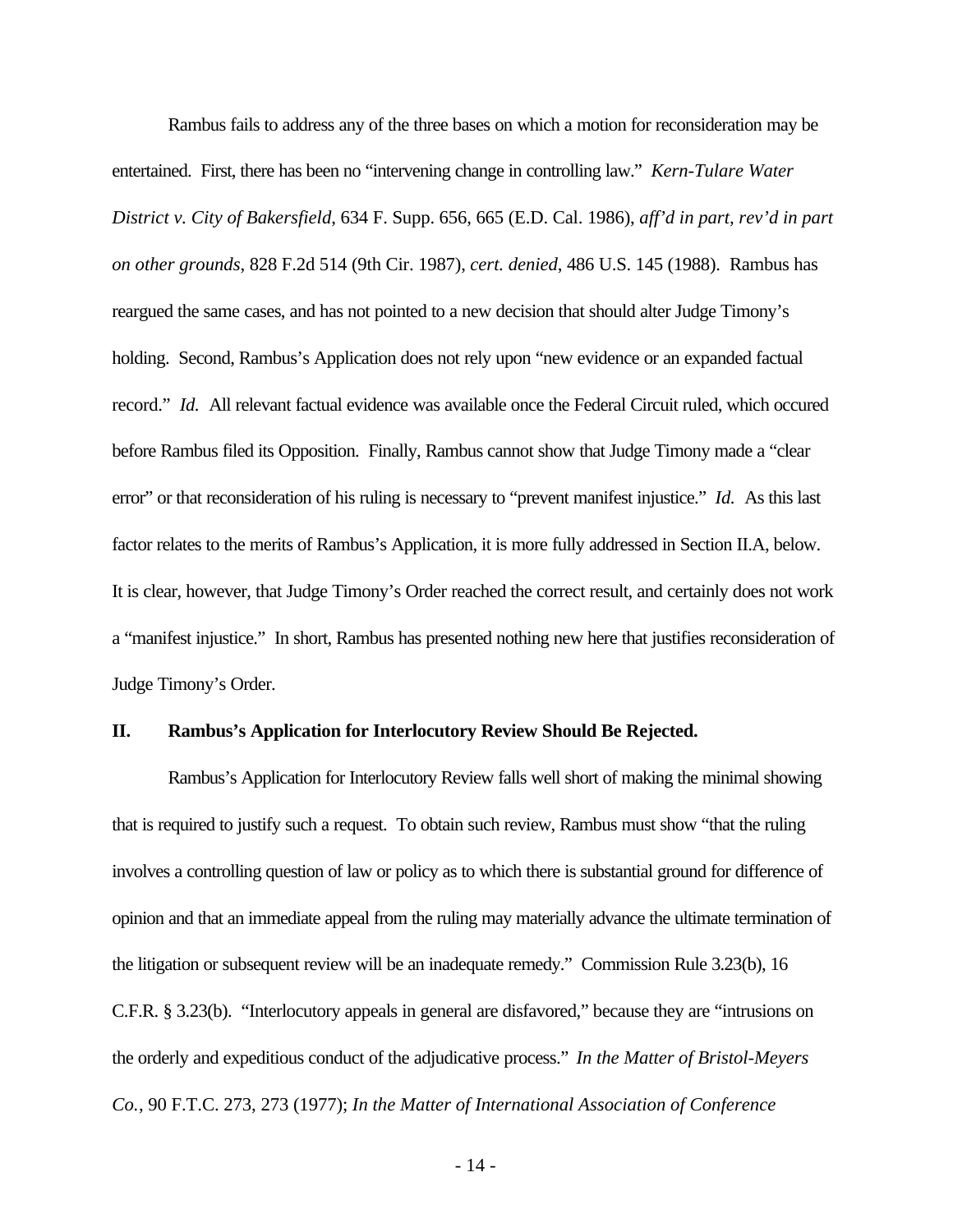Rambus fails to address any of the three bases on which a motion for reconsideration may be entertained. First, there has been no "intervening change in controlling law." *Kern-Tulare Water District v. City of Bakersfield*, 634 F. Supp. 656, 665 (E.D. Cal. 1986), *aff'd in part, rev'd in part on other grounds*, 828 F.2d 514 (9th Cir. 1987), *cert. denied*, 486 U.S. 145 (1988). Rambus has reargued the same cases, and has not pointed to a new decision that should alter Judge Timony's holding. Second, Rambus's Application does not rely upon "new evidence or an expanded factual record." *Id.* All relevant factual evidence was available once the Federal Circuit ruled, which occured before Rambus filed its Opposition. Finally, Rambus cannot show that Judge Timony made a "clear error" or that reconsideration of his ruling is necessary to "prevent manifest injustice." *Id.* As this last factor relates to the merits of Rambus's Application, it is more fully addressed in Section II.A, below. It is clear, however, that Judge Timony's Order reached the correct result, and certainly does not work a "manifest injustice." In short, Rambus has presented nothing new here that justifies reconsideration of Judge Timony's Order.

## II. Rambus's Application for Interlocutory Review Should Be Rejected.

Rambus's Application for Interlocutory Review falls well short of making the minimal showing that is required to justify such a request. To obtain such review, Rambus must show "that the ruling involves a controlling question of law or policy as to which there is substantial ground for difference of opinion and that an immediate appeal from the ruling may materially advance the ultimate termination of the litigation or subsequent review will be an inadequate remedy." Commission Rule 3.23(b), 16 C.F.R. § 3.23(b). "Interlocutory appeals in general are disfavored," because they are "intrusions on the orderly and expeditious conduct of the adjudicative process." *In the Matter of Bristol-Meyers Co.*, 90 F.T.C. 273, 273 (1977); *In the Matter of International Association of Conference*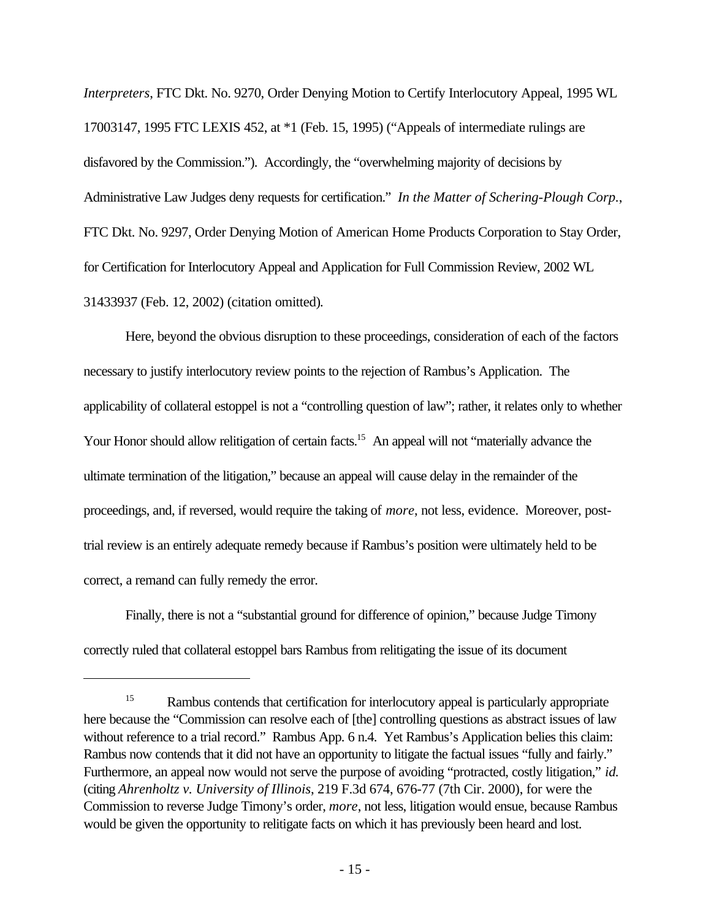*Interpreters*, FTC Dkt. No. 9270, Order Denying Motion to Certify Interlocutory Appeal, 1995 WL 17003147, 1995 FTC LEXIS 452, at *1 (Feb. 15, 1995) ("Appeals of intermediate rulings are disfavored by the Commission."). Accordingly, the "overwhelming majority of decisions by Administrative Law Judges deny requests for certification." *In the Matter of Schering-Plough Corp.*, FTC Dkt. No. 9297, Order Denying Motion of American Home Products Corporation to Stay Order, for Certification for Interlocutory Appeal and Application for Full Commission Review, 2002 WL 31433937 (Feb. 12, 2002) (citation omitted).

Here, beyond the obvious disruption to these proceedings, consideration of each of the factors necessary to justify interlocutory review points to the rejection of Rambus's Application. The applicability of collateral estoppel is not a "controlling question of law"; rather, it relates only to whether Your Honor should allow relitigation of certain facts.[15] An appeal will not "materially advance the ultimate termination of the litigation," because an appeal will cause delay in the remainder of the proceedings, and, if reversed, would require the taking of *more*, not less, evidence. Moreover, post-trial review is an entirely adequate remedy because if Rambus's position were ultimately held to be correct, a remand can fully remedy the error.

Finally, there is not a "substantial ground for difference of opinion," because Judge Timony correctly ruled that collateral estoppel bars Rambus from relitigating the issue of its document

---

[15] Rambus contends that certification for interlocutory appeal is particularly appropriate here because the "Commission can resolve each of [the] controlling questions as abstract issues of law without reference to a trial record." Rambus App. 6 n.4. Yet Rambus's Application belies this claim: Rambus now contends that it did not have an opportunity to litigate the factual issues "fully and fairly." Furthermore, an appeal now would not serve the purpose of avoiding "protracted, costly litigation," *id.* (citing *Ahrenholtz v. University of Illinois*, 219 F.3d 674, 676-77 (7th Cir. 2000), for were the Commission to reverse Judge Timony's order, *more*, not less, litigation would ensue, because Rambus would be given the opportunity to relitigate facts on which it has previously been heard and lost.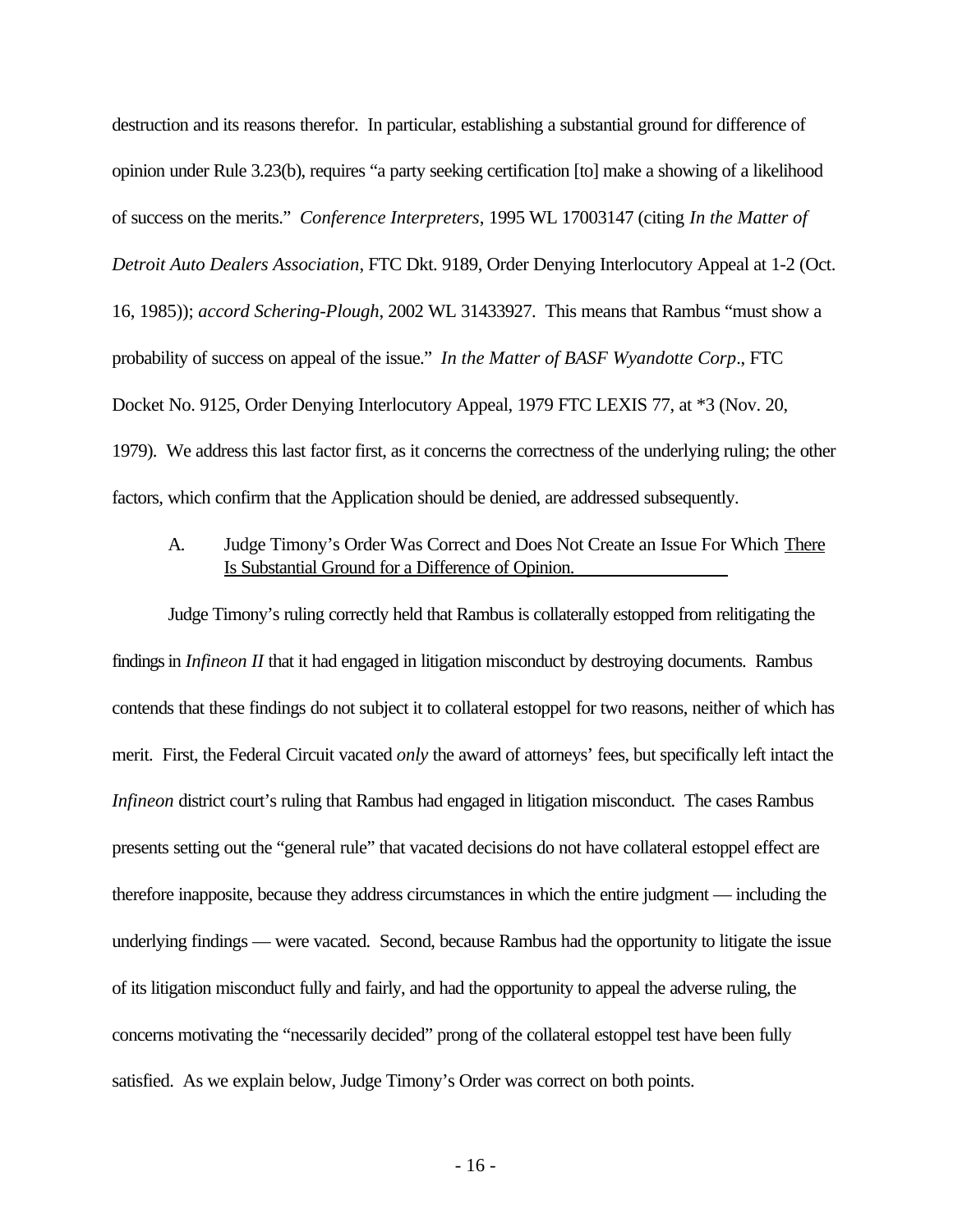destruction and its reasons therefor. In particular, establishing a substantial ground for difference of opinion under Rule 3.23(b), requires "a party seeking certification [to] make a showing of a likelihood of success on the merits." *Conference Interpreters*, 1995 WL 17003147 (citing *In the Matter of Detroit Auto Dealers Association*, FTC Dkt. 9189, Order Denying Interlocutory Appeal at 1-2 (Oct. 16, 1985)); *accord Schering-Plough*, 2002 WL 31433927. This means that Rambus "must show a probability of success on appeal of the issue." *In the Matter of BASF Wyandotte Corp*., FTC Docket No. 9125, Order Denying Interlocutory Appeal, 1979 FTC LEXIS 77, at *3 (Nov. 20, 1979). We address this last factor first, as it concerns the correctness of the underlying ruling; the other factors, which confirm that the Application should be denied, are addressed subsequently.

### A. Judge Timony's Order Was Correct and Does Not Create an Issue For Which There Is Substantial Ground for a Difference of Opinion.

Judge Timony's ruling correctly held that Rambus is collaterally estopped from relitigating the findings in *Infineon II* that it had engaged in litigation misconduct by destroying documents. Rambus contends that these findings do not subject it to collateral estoppel for two reasons, neither of which has merit. First, the Federal Circuit vacated *only* the award of attorneys' fees, but specifically left intact the *Infineon* district court's ruling that Rambus had engaged in litigation misconduct. The cases Rambus presents setting out the "general rule" that vacated decisions do not have collateral estoppel effect are therefore inapposite, because they address circumstances in which the entire judgment — including the underlying findings — were vacated. Second, because Rambus had the opportunity to litigate the issue of its litigation misconduct fully and fairly, and had the opportunity to appeal the adverse ruling, the concerns motivating the "necessarily decided" prong of the collateral estoppel test have been fully satisfied. As we explain below, Judge Timony's Order was correct on both points.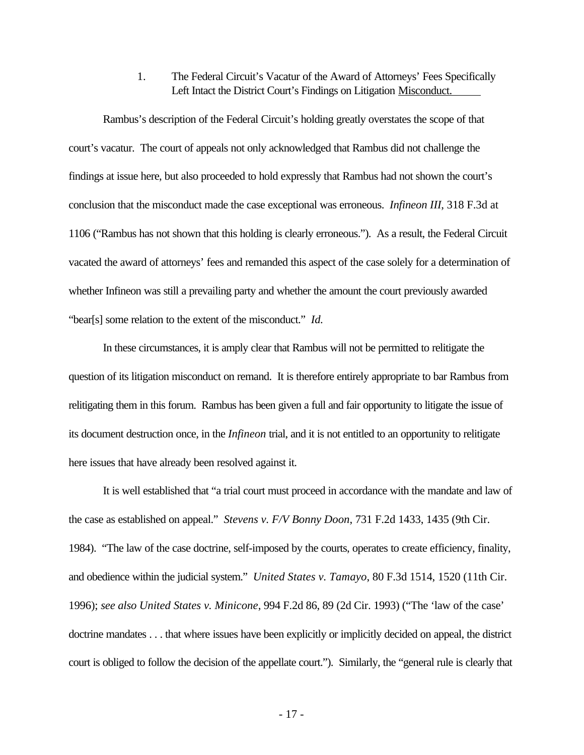1. The Federal Circuit's Vacatur of the Award of Attorneys' Fees Specifically Left Intact the District Court's Findings on Litigation Misconduct.

Rambus's description of the Federal Circuit's holding greatly overstates the scope of that court's vacatur. The court of appeals not only acknowledged that Rambus did not challenge the findings at issue here, but also proceeded to hold expressly that Rambus had not shown the court's conclusion that the misconduct made the case exceptional was erroneous. *Infineon III*, 318 F.3d at 1106 ("Rambus has not shown that this holding is clearly erroneous."). As a result, the Federal Circuit vacated the award of attorneys' fees and remanded this aspect of the case solely for a determination of whether Infineon was still a prevailing party and whether the amount the court previously awarded "bear[s] some relation to the extent of the misconduct." *Id.*

In these circumstances, it is amply clear that Rambus will not be permitted to relitigate the question of its litigation misconduct on remand. It is therefore entirely appropriate to bar Rambus from relitigating them in this forum. Rambus has been given a full and fair opportunity to litigate the issue of its document destruction once, in the *Infineon* trial, and it is not entitled to an opportunity to relitigate here issues that have already been resolved against it.

It is well established that "a trial court must proceed in accordance with the mandate and law of the case as established on appeal." *Stevens v. F/V Bonny Doon*, 731 F.2d 1433, 1435 (9th Cir. 1984). "The law of the case doctrine, self-imposed by the courts, operates to create efficiency, finality, and obedience within the judicial system." *United States v. Tamayo*, 80 F.3d 1514, 1520 (11th Cir. 1996); *see also United States v. Minicone*, 994 F.2d 86, 89 (2d Cir. 1993) ("The 'law of the case' doctrine mandates . . . that where issues have been explicitly or implicitly decided on appeal, the district court is obliged to follow the decision of the appellate court."). Similarly, the "general rule is clearly that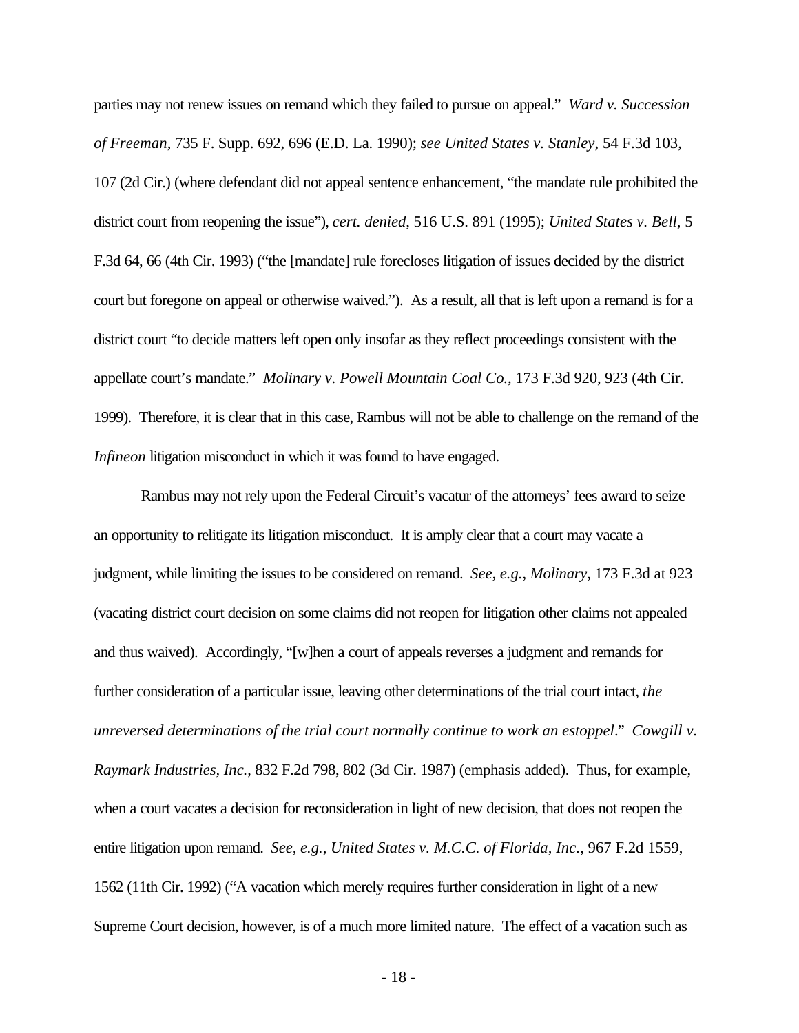parties may not renew issues on remand which they failed to pursue on appeal." *Ward v. Succession of Freeman*, 735 F. Supp. 692, 696 (E.D. La. 1990); *see United States v. Stanley*, 54 F.3d 103, 107 (2d Cir.) (where defendant did not appeal sentence enhancement, "the mandate rule prohibited the district court from reopening the issue"), *cert. denied*, 516 U.S. 891 (1995); *United States v. Bell*, 5 F.3d 64, 66 (4th Cir. 1993) ("the [mandate] rule forecloses litigation of issues decided by the district court but foregone on appeal or otherwise waived."). As a result, all that is left upon a remand is for a district court "to decide matters left open only insofar as they reflect proceedings consistent with the appellate court's mandate." *Molinary v. Powell Mountain Coal Co.*, 173 F.3d 920, 923 (4th Cir. 1999). Therefore, it is clear that in this case, Rambus will not be able to challenge on the remand of the *Infineon* litigation misconduct in which it was found to have engaged.

Rambus may not rely upon the Federal Circuit's vacatur of the attorneys' fees award to seize an opportunity to relitigate its litigation misconduct. It is amply clear that a court may vacate a judgment, while limiting the issues to be considered on remand. *See, e.g.*, *Molinary*, 173 F.3d at 923 (vacating district court decision on some claims did not reopen for litigation other claims not appealed and thus waived). Accordingly, "[w]hen a court of appeals reverses a judgment and remands for further consideration of a particular issue, leaving other determinations of the trial court intact, *the unreversed determinations of the trial court normally continue to work an estoppel*." *Cowgill v. Raymark Industries, Inc.*, 832 F.2d 798, 802 (3d Cir. 1987) (emphasis added). Thus, for example, when a court vacates a decision for reconsideration in light of new decision, that does not reopen the entire litigation upon remand. *See, e.g.*, *United States v. M.C.C. of Florida, Inc.*, 967 F.2d 1559, 1562 (11th Cir. 1992) ("A vacation which merely requires further consideration in light of a new Supreme Court decision, however, is of a much more limited nature. The effect of a vacation such as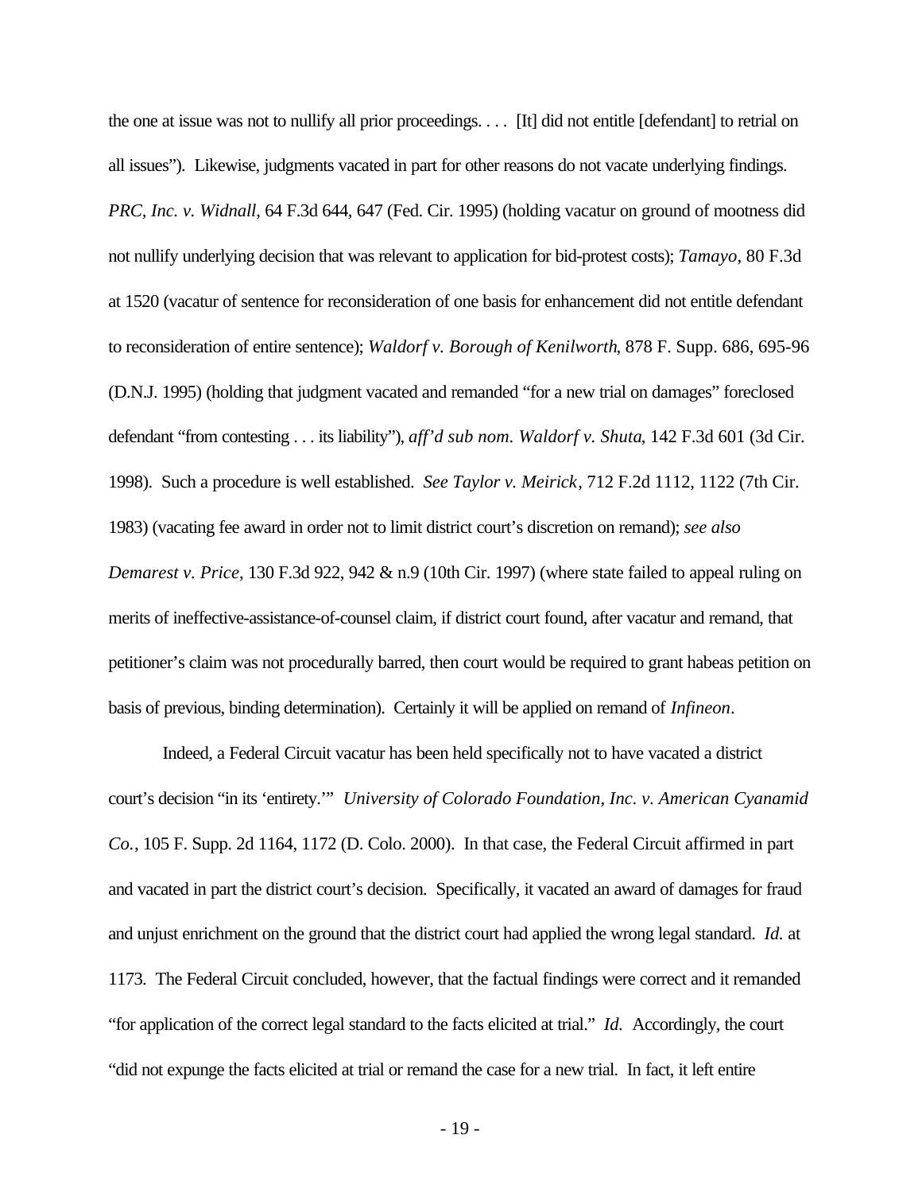the one at issue was not to nullify all prior proceedings. . . . [It] did not entitle [defendant] to retrial on all issues"). Likewise, judgments vacated in part for other reasons do not vacate underlying findings. *PRC, Inc. v. Widnall*, 64 F.3d 644, 647 (Fed. Cir. 1995) (holding vacatur on ground of mootness did not nullify underlying decision that was relevant to application for bid-protest costs); *Tamayo*, 80 F.3d at 1520 (vacatur of sentence for reconsideration of one basis for enhancement did not entitle defendant to reconsideration of entire sentence); *Waldorf v. Borough of Kenilworth*, 878 F. Supp. 686, 695-96 (D.N.J. 1995) (holding that judgment vacated and remanded "for a new trial on damages" foreclosed defendant "from contesting . . . its liability"), *aff'd sub nom. Waldorf v. Shuta*, 142 F.3d 601 (3d Cir. 1998). Such a procedure is well established. *See Taylor v. Meirick*, 712 F.2d 1112, 1122 (7th Cir. 1983) (vacating fee award in order not to limit district court's discretion on remand); *see also Demarest v. Price*, 130 F.3d 922, 942 & n.9 (10th Cir. 1997) (where state failed to appeal ruling on merits of ineffective-assistance-of-counsel claim, if district court found, after vacatur and remand, that petitioner's claim was not procedurally barred, then court would be required to grant habeas petition on basis of previous, binding determination). Certainly it will be applied on remand of *Infineon*.

Indeed, a Federal Circuit vacatur has been held specifically not to have vacated a district court's decision "in its 'entirety.'" *University of Colorado Foundation, Inc. v. American Cyanamid Co.*, 105 F. Supp. 2d 1164, 1172 (D. Colo. 2000). In that case, the Federal Circuit affirmed in part and vacated in part the district court's decision. Specifically, it vacated an award of damages for fraud and unjust enrichment on the ground that the district court had applied the wrong legal standard. *Id.* at 1173. The Federal Circuit concluded, however, that the factual findings were correct and it remanded "for application of the correct legal standard to the facts elicited at trial." *Id.* Accordingly, the court "did not expunge the facts elicited at trial or remand the case for a new trial. In fact, it left entire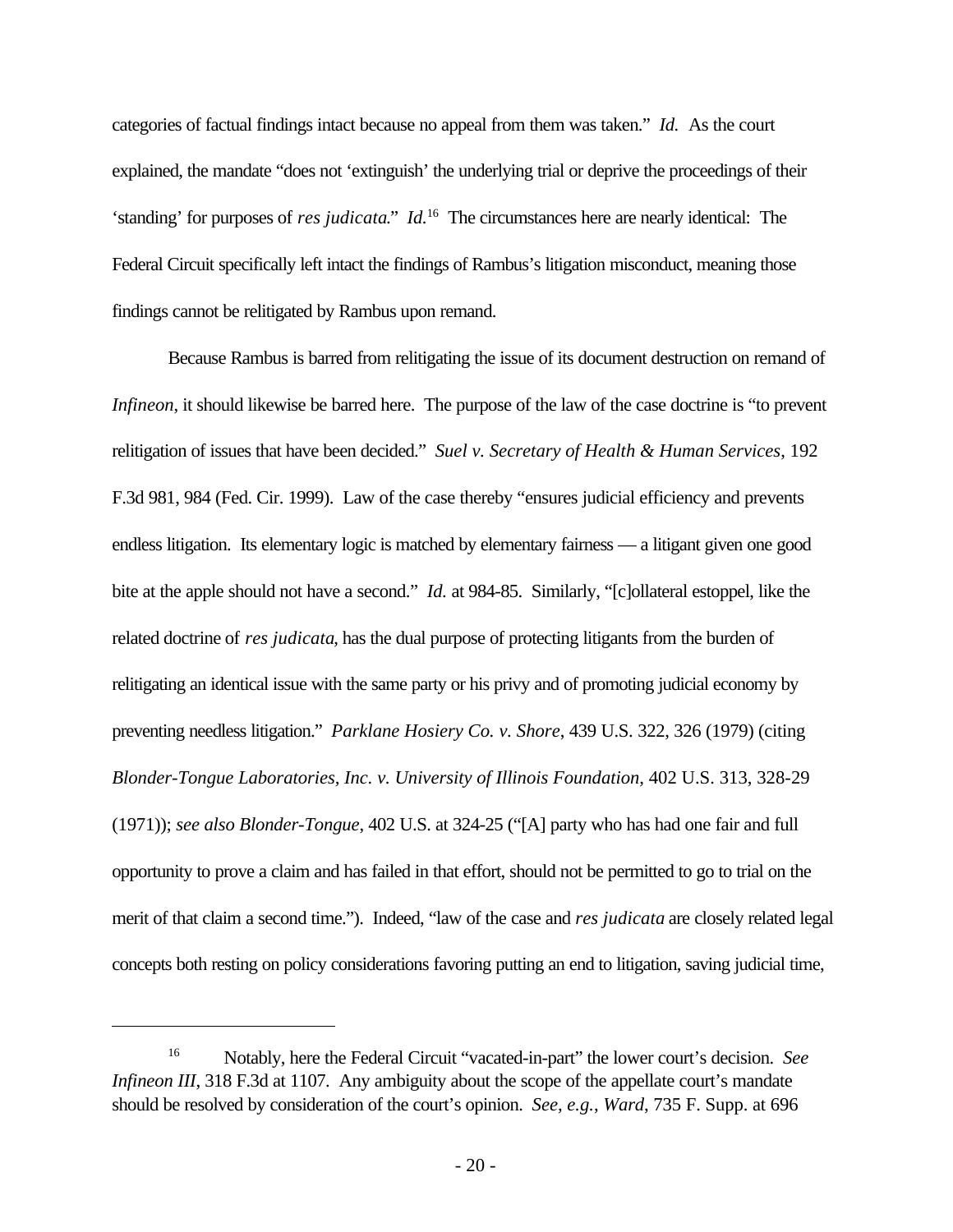categories of factual findings intact because no appeal from them was taken." *Id.* As the court explained, the mandate "does not 'extinguish' the underlying trial or deprive the proceedings of their 'standing' for purposes of *res judicata*." *Id.*[16] The circumstances here are nearly identical: The Federal Circuit specifically left intact the findings of Rambus's litigation misconduct, meaning those findings cannot be relitigated by Rambus upon remand.

Because Rambus is barred from relitigating the issue of its document destruction on remand of *Infineon*, it should likewise be barred here. The purpose of the law of the case doctrine is "to prevent relitigation of issues that have been decided." *Suel v. Secretary of Health & Human Services*, 192 F.3d 981, 984 (Fed. Cir. 1999). Law of the case thereby "ensures judicial efficiency and prevents endless litigation. Its elementary logic is matched by elementary fairness — a litigant given one good bite at the apple should not have a second." *Id.* at 984-85. Similarly, "[c]ollateral estoppel, like the related doctrine of *res judicata*, has the dual purpose of protecting litigants from the burden of relitigating an identical issue with the same party or his privy and of promoting judicial economy by preventing needless litigation." *Parklane Hosiery Co. v. Shore*, 439 U.S. 322, 326 (1979) (citing *Blonder-Tongue Laboratories, Inc. v. University of Illinois Foundation*, 402 U.S. 313, 328-29 (1971)); *see also Blonder-Tongue*, 402 U.S. at 324-25 ("[A] party who has had one fair and full opportunity to prove a claim and has failed in that effort, should not be permitted to go to trial on the merit of that claim a second time."). Indeed, "law of the case and *res judicata* are closely related legal concepts both resting on policy considerations favoring putting an end to litigation, saving judicial time,

---

[16] Notably, here the Federal Circuit "vacated-in-part" the lower court's decision. *See Infineon III*, 318 F.3d at 1107. Any ambiguity about the scope of the appellate court's mandate should be resolved by consideration of the court's opinion. *See, e.g.*, *Ward*, 735 F. Supp. at 696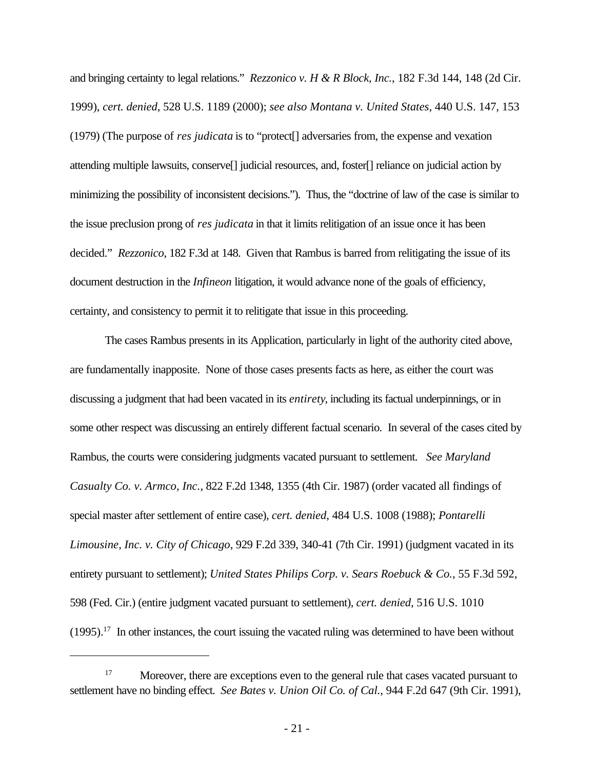and bringing certainty to legal relations." *Rezzonico v. H & R Block, Inc.*, 182 F.3d 144, 148 (2d Cir. 1999), *cert. denied*, 528 U.S. 1189 (2000); *see also Montana v. United States*, 440 U.S. 147, 153 (1979) (The purpose of *res judicata* is to "protect[] adversaries from, the expense and vexation attending multiple lawsuits, conserve[] judicial resources, and, foster[] reliance on judicial action by minimizing the possibility of inconsistent decisions."). Thus, the "doctrine of law of the case is similar to the issue preclusion prong of *res judicata* in that it limits relitigation of an issue once it has been decided." *Rezzonico*, 182 F.3d at 148. Given that Rambus is barred from relitigating the issue of its document destruction in the *Infineon* litigation, it would advance none of the goals of efficiency, certainty, and consistency to permit it to relitigate that issue in this proceeding.

The cases Rambus presents in its Application, particularly in light of the authority cited above, are fundamentally inapposite. None of those cases presents facts as here, as either the court was discussing a judgment that had been vacated in its *entirety*, including its factual underpinnings, or in some other respect was discussing an entirely different factual scenario. In several of the cases cited by Rambus, the courts were considering judgments vacated pursuant to settlement. *See Maryland Casualty Co. v. Armco, Inc.*, 822 F.2d 1348, 1355 (4th Cir. 1987) (order vacated all findings of special master after settlement of entire case), *cert. denied*, 484 U.S. 1008 (1988); *Pontarelli Limousine, Inc. v. City of Chicago*, 929 F.2d 339, 340-41 (7th Cir. 1991) (judgment vacated in its entirety pursuant to settlement); *United States Philips Corp. v. Sears Roebuck & Co.*, 55 F.3d 592, 598 (Fed. Cir.) (entire judgment vacated pursuant to settlement), *cert. denied*, 516 U.S. 1010 (1995).[17] In other instances, the court issuing the vacated ruling was determined to have been without

---

[17] Moreover, there are exceptions even to the general rule that cases vacated pursuant to settlement have no binding effect. *See Bates v. Union Oil Co. of Cal.*, 944 F.2d 647 (9th Cir. 1991),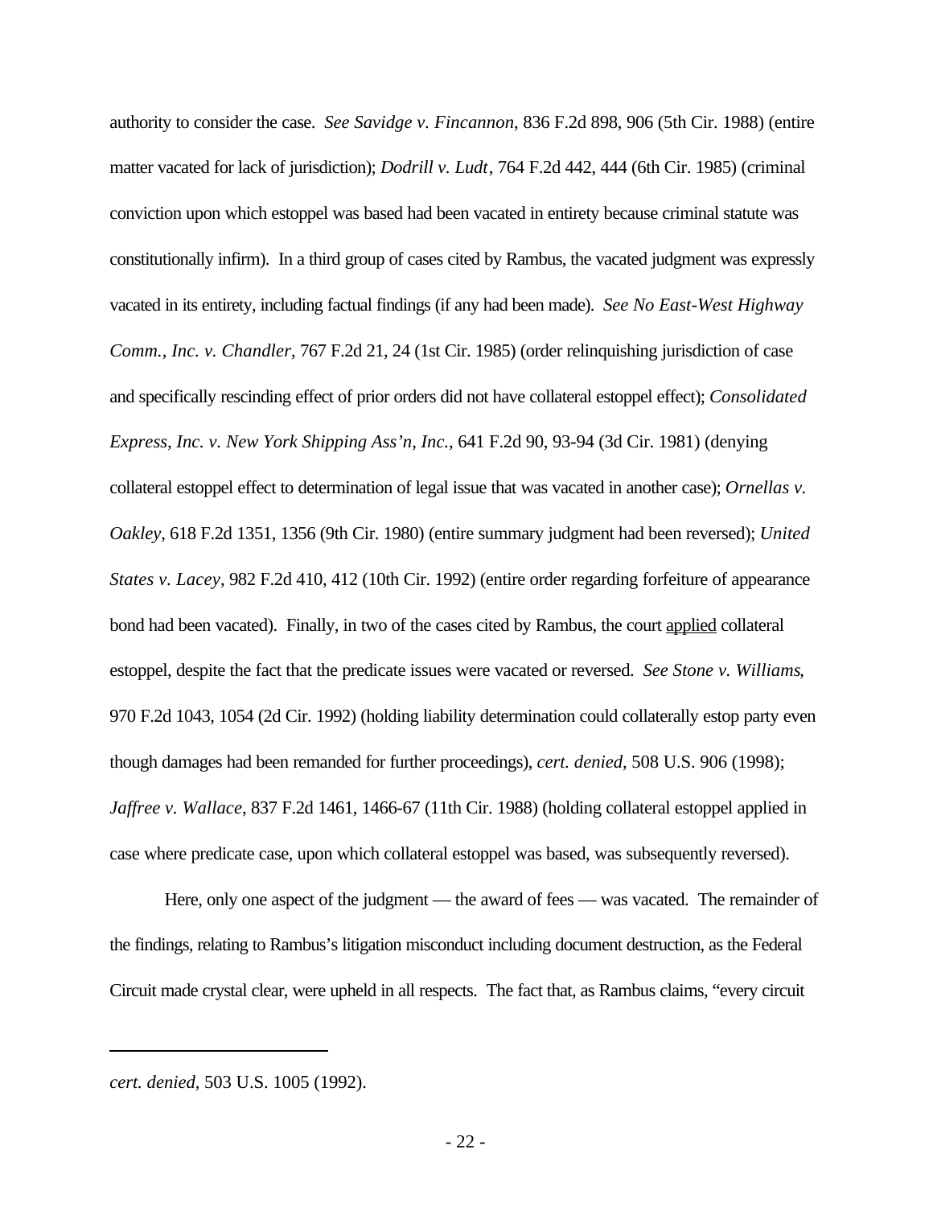authority to consider the case. *See Savidge v. Fincannon*, 836 F.2d 898, 906 (5th Cir. 1988) (entire matter vacated for lack of jurisdiction); *Dodrill v. Ludt*, 764 F.2d 442, 444 (6th Cir. 1985) (criminal conviction upon which estoppel was based had been vacated in entirety because criminal statute was constitutionally infirm). In a third group of cases cited by Rambus, the vacated judgment was expressly vacated in its entirety, including factual findings (if any had been made). *See No East-West Highway Comm., Inc. v. Chandler*, 767 F.2d 21, 24 (1st Cir. 1985) (order relinquishing jurisdiction of case and specifically rescinding effect of prior orders did not have collateral estoppel effect); *Consolidated Express, Inc. v. New York Shipping Ass'n, Inc.*, 641 F.2d 90, 93-94 (3d Cir. 1981) (denying collateral estoppel effect to determination of legal issue that was vacated in another case); *Ornellas v. Oakley*, 618 F.2d 1351, 1356 (9th Cir. 1980) (entire summary judgment had been reversed); *United States v. Lacey*, 982 F.2d 410, 412 (10th Cir. 1992) (entire order regarding forfeiture of appearance bond had been vacated). Finally, in two of the cases cited by Rambus, the court <u>applied</u> collateral estoppel, despite the fact that the predicate issues were vacated or reversed. *See Stone v. Williams*, 970 F.2d 1043, 1054 (2d Cir. 1992) (holding liability determination could collaterally estop party even though damages had been remanded for further proceedings), *cert. denied*, 508 U.S. 906 (1998); *Jaffree v. Wallace*, 837 F.2d 1461, 1466-67 (11th Cir. 1988) (holding collateral estoppel applied in case where predicate case, upon which collateral estoppel was based, was subsequently reversed).

Here, only one aspect of the judgment — the award of fees — was vacated. The remainder of the findings, relating to Rambus's litigation misconduct including document destruction, as the Federal Circuit made crystal clear, were upheld in all respects. The fact that, as Rambus claims, "every circuit

---

*cert. denied*, 503 U.S. 1005 (1992).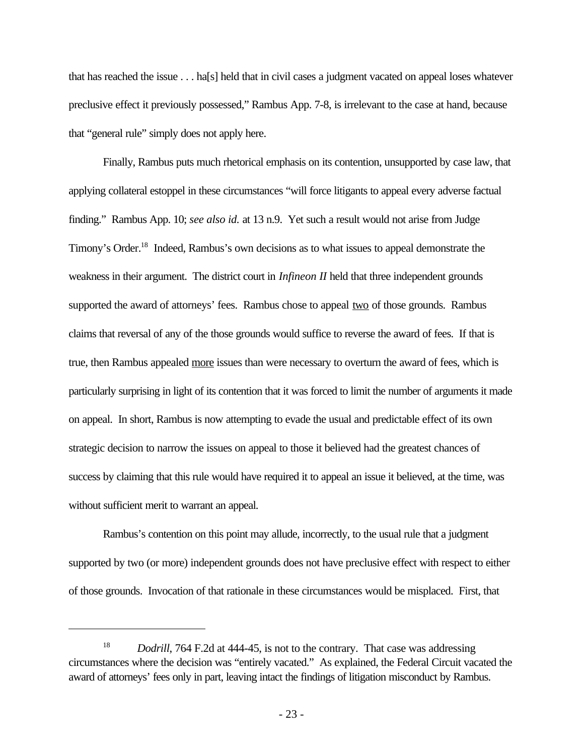that has reached the issue . . . ha[s] held that in civil cases a judgment vacated on appeal loses whatever preclusive effect it previously possessed," Rambus App. 7-8, is irrelevant to the case at hand, because that "general rule" simply does not apply here.

Finally, Rambus puts much rhetorical emphasis on its contention, unsupported by case law, that applying collateral estoppel in these circumstances "will force litigants to appeal every adverse factual finding." Rambus App. 10; *see also id.* at 13 n.9. Yet such a result would not arise from Judge Timony's Order.[18] Indeed, Rambus's own decisions as to what issues to appeal demonstrate the weakness in their argument. The district court in *Infineon II* held that three independent grounds supported the award of attorneys' fees. Rambus chose to appeal <u>two</u> of those grounds. Rambus claims that reversal of any of the those grounds would suffice to reverse the award of fees. If that is true, then Rambus appealed <u>more</u> issues than were necessary to overturn the award of fees, which is particularly surprising in light of its contention that it was forced to limit the number of arguments it made on appeal. In short, Rambus is now attempting to evade the usual and predictable effect of its own strategic decision to narrow the issues on appeal to those it believed had the greatest chances of success by claiming that this rule would have required it to appeal an issue it believed, at the time, was without sufficient merit to warrant an appeal.

Rambus's contention on this point may allude, incorrectly, to the usual rule that a judgment supported by two (or more) independent grounds does not have preclusive effect with respect to either of those grounds. Invocation of that rationale in these circumstances would be misplaced. First, that

---

[18] *Dodrill*, 764 F.2d at 444-45, is not to the contrary. That case was addressing circumstances where the decision was "entirely vacated." As explained, the Federal Circuit vacated the award of attorneys' fees only in part, leaving intact the findings of litigation misconduct by Rambus.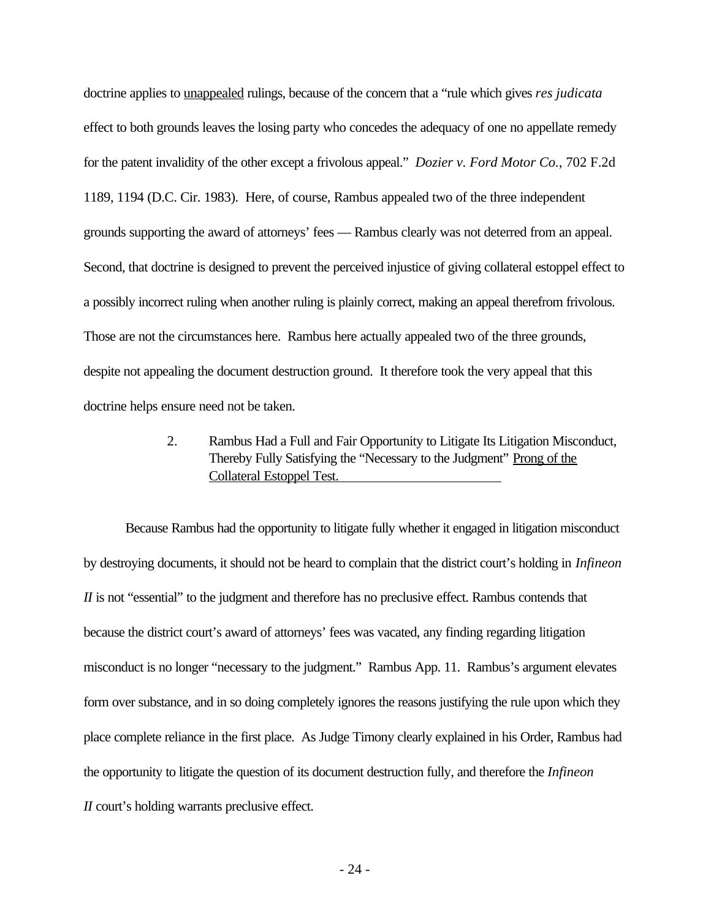doctrine applies to unappealed rulings, because of the concern that a "rule which gives *res judicata* effect to both grounds leaves the losing party who concedes the adequacy of one no appellate remedy for the patent invalidity of the other except a frivolous appeal." *Dozier v. Ford Motor Co.*, 702 F.2d 1189, 1194 (D.C. Cir. 1983). Here, of course, Rambus appealed two of the three independent grounds supporting the award of attorneys' fees — Rambus clearly was not deterred from an appeal. Second, that doctrine is designed to prevent the perceived injustice of giving collateral estoppel effect to a possibly incorrect ruling when another ruling is plainly correct, making an appeal therefrom frivolous. Those are not the circumstances here. Rambus here actually appealed two of the three grounds, despite not appealing the document destruction ground. It therefore took the very appeal that this doctrine helps ensure need not be taken.

### 2. Rambus Had a Full and Fair Opportunity to Litigate Its Litigation Misconduct, Thereby Fully Satisfying the "Necessary to the Judgment" Prong of the Collateral Estoppel Test.

Because Rambus had the opportunity to litigate fully whether it engaged in litigation misconduct by destroying documents, it should not be heard to complain that the district court's holding in *Infineon II* is not "essential" to the judgment and therefore has no preclusive effect. Rambus contends that because the district court's award of attorneys' fees was vacated, any finding regarding litigation misconduct is no longer "necessary to the judgment." Rambus App. 11. Rambus's argument elevates form over substance, and in so doing completely ignores the reasons justifying the rule upon which they place complete reliance in the first place. As Judge Timony clearly explained in his Order, Rambus had the opportunity to litigate the question of its document destruction fully, and therefore the *Infineon II* court's holding warrants preclusive effect.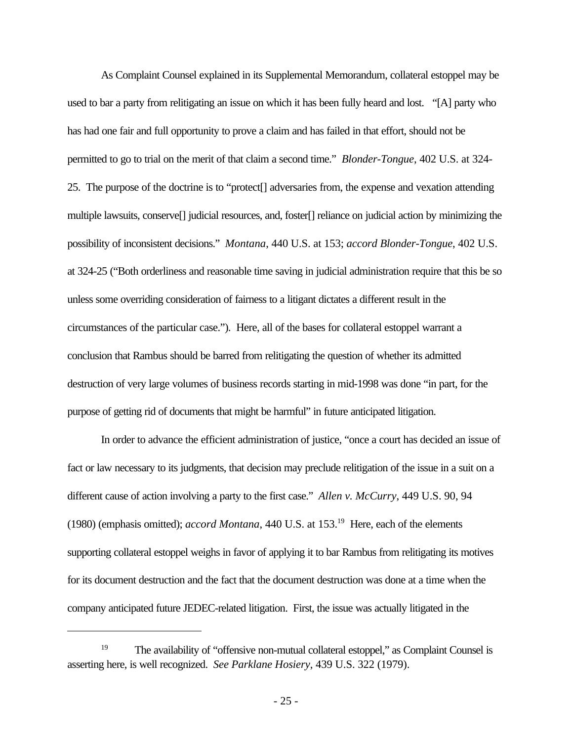As Complaint Counsel explained in its Supplemental Memorandum, collateral estoppel may be used to bar a party from relitigating an issue on which it has been fully heard and lost. "[A] party who has had one fair and full opportunity to prove a claim and has failed in that effort, should not be permitted to go to trial on the merit of that claim a second time." *Blonder-Tongue*, 402 U.S. at 324-25. The purpose of the doctrine is to "protect[] adversaries from, the expense and vexation attending multiple lawsuits, conserve[] judicial resources, and, foster[] reliance on judicial action by minimizing the possibility of inconsistent decisions." *Montana*, 440 U.S. at 153; *accord Blonder-Tongue*, 402 U.S. at 324-25 ("Both orderliness and reasonable time saving in judicial administration require that this be so unless some overriding consideration of fairness to a litigant dictates a different result in the circumstances of the particular case."). Here, all of the bases for collateral estoppel warrant a conclusion that Rambus should be barred from relitigating the question of whether its admitted destruction of very large volumes of business records starting in mid-1998 was done "in part, for the purpose of getting rid of documents that might be harmful" in future anticipated litigation.

In order to advance the efficient administration of justice, "once a court has decided an issue of fact or law necessary to its judgments, that decision may preclude relitigation of the issue in a suit on a different cause of action involving a party to the first case." *Allen v. McCurry*, 449 U.S. 90, 94 (1980) (emphasis omitted); *accord Montana*, 440 U.S. at 153.[19] Here, each of the elements supporting collateral estoppel weighs in favor of applying it to bar Rambus from relitigating its motives for its document destruction and the fact that the document destruction was done at a time when the company anticipated future JEDEC-related litigation. First, the issue was actually litigated in the

---

[19] The availability of "offensive non-mutual collateral estoppel," as Complaint Counsel is asserting here, is well recognized. *See Parklane Hosiery*, 439 U.S. 322 (1979).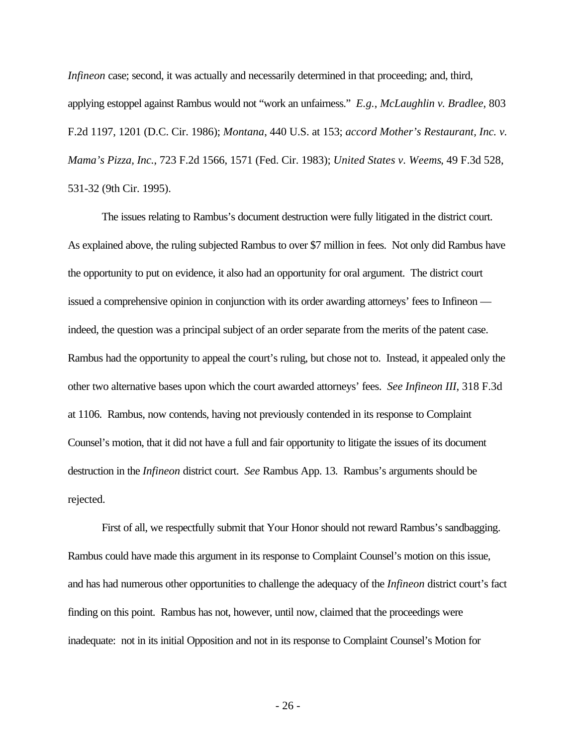*Infineon* case; second, it was actually and necessarily determined in that proceeding; and, third, applying estoppel against Rambus would not "work an unfairness." *E.g.*, *McLaughlin v. Bradlee*, 803 F.2d 1197, 1201 (D.C. Cir. 1986); *Montana*, 440 U.S. at 153; *accord Mother's Restaurant, Inc. v. Mama's Pizza, Inc.*, 723 F.2d 1566, 1571 (Fed. Cir. 1983); *United States v. Weems*, 49 F.3d 528, 531-32 (9th Cir. 1995).

The issues relating to Rambus's document destruction were fully litigated in the district court. As explained above, the ruling subjected Rambus to over $7 million in fees. Not only did Rambus have the opportunity to put on evidence, it also had an opportunity for oral argument. The district court issued a comprehensive opinion in conjunction with its order awarding attorneys' fees to Infineon — indeed, the question was a principal subject of an order separate from the merits of the patent case. Rambus had the opportunity to appeal the court's ruling, but chose not to. Instead, it appealed only the other two alternative bases upon which the court awarded attorneys' fees. *See Infineon III*, 318 F.3d at 1106. Rambus, now contends, having not previously contended in its response to Complaint Counsel's motion, that it did not have a full and fair opportunity to litigate the issues of its document destruction in the *Infineon* district court. *See* Rambus App. 13. Rambus's arguments should be rejected.

First of all, we respectfully submit that Your Honor should not reward Rambus's sandbagging. Rambus could have made this argument in its response to Complaint Counsel's motion on this issue, and has had numerous other opportunities to challenge the adequacy of the *Infineon* district court's fact finding on this point. Rambus has not, however, until now, claimed that the proceedings were inadequate: not in its initial Opposition and not in its response to Complaint Counsel's Motion for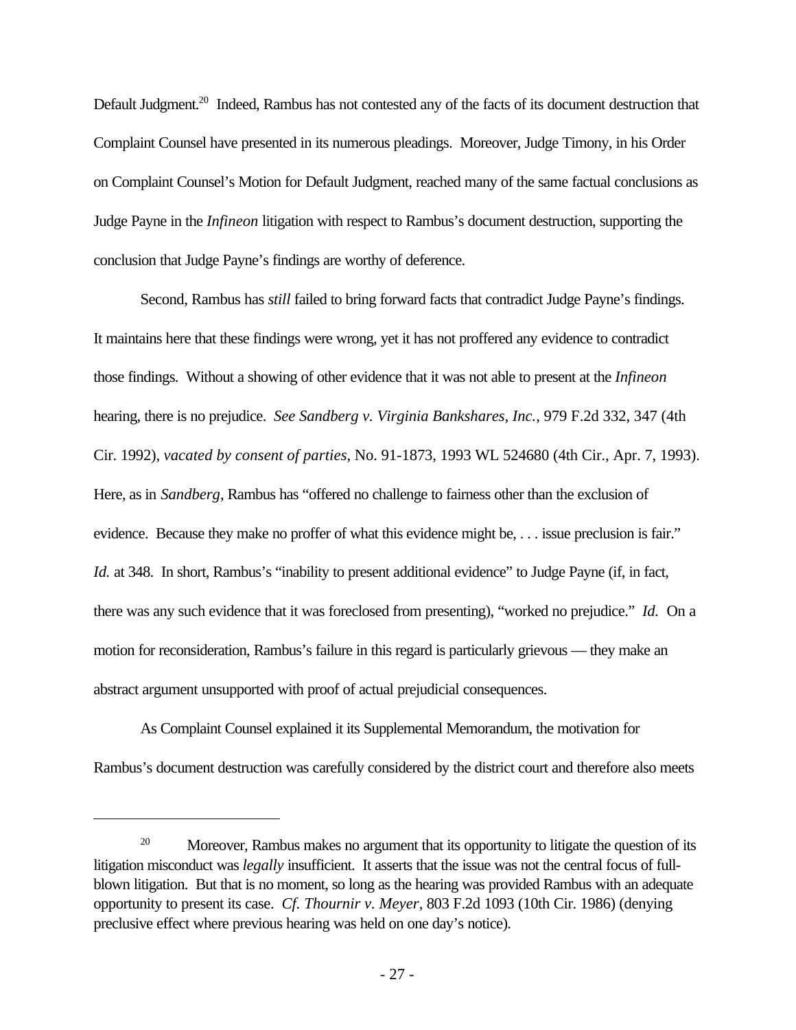Default Judgment.[20] Indeed, Rambus has not contested any of the facts of its document destruction that Complaint Counsel have presented in its numerous pleadings. Moreover, Judge Timony, in his Order on Complaint Counsel's Motion for Default Judgment, reached many of the same factual conclusions as Judge Payne in the *Infineon* litigation with respect to Rambus's document destruction, supporting the conclusion that Judge Payne's findings are worthy of deference.

Second, Rambus has *still* failed to bring forward facts that contradict Judge Payne's findings. It maintains here that these findings were wrong, yet it has not proffered any evidence to contradict those findings. Without a showing of other evidence that it was not able to present at the *Infineon* hearing, there is no prejudice. *See Sandberg v. Virginia Bankshares, Inc.*, 979 F.2d 332, 347 (4th Cir. 1992), *vacated by consent of parties*, No. 91-1873, 1993 WL 524680 (4th Cir., Apr. 7, 1993). Here, as in *Sandberg*, Rambus has "offered no challenge to fairness other than the exclusion of evidence. Because they make no proffer of what this evidence might be, . . . issue preclusion is fair." *Id.* at 348. In short, Rambus's "inability to present additional evidence" to Judge Payne (if, in fact, there was any such evidence that it was foreclosed from presenting), "worked no prejudice." *Id.* On a motion for reconsideration, Rambus's failure in this regard is particularly grievous — they make an abstract argument unsupported with proof of actual prejudicial consequences.

As Complaint Counsel explained it its Supplemental Memorandum, the motivation for Rambus's document destruction was carefully considered by the district court and therefore also meets

---

[20] Moreover, Rambus makes no argument that its opportunity to litigate the question of its litigation misconduct was *legally* insufficient. It asserts that the issue was not the central focus of full-blown litigation. But that is no moment, so long as the hearing was provided Rambus with an adequate opportunity to present its case. *Cf. Thournir v. Meyer*, 803 F.2d 1093 (10th Cir. 1986) (denying preclusive effect where previous hearing was held on one day's notice).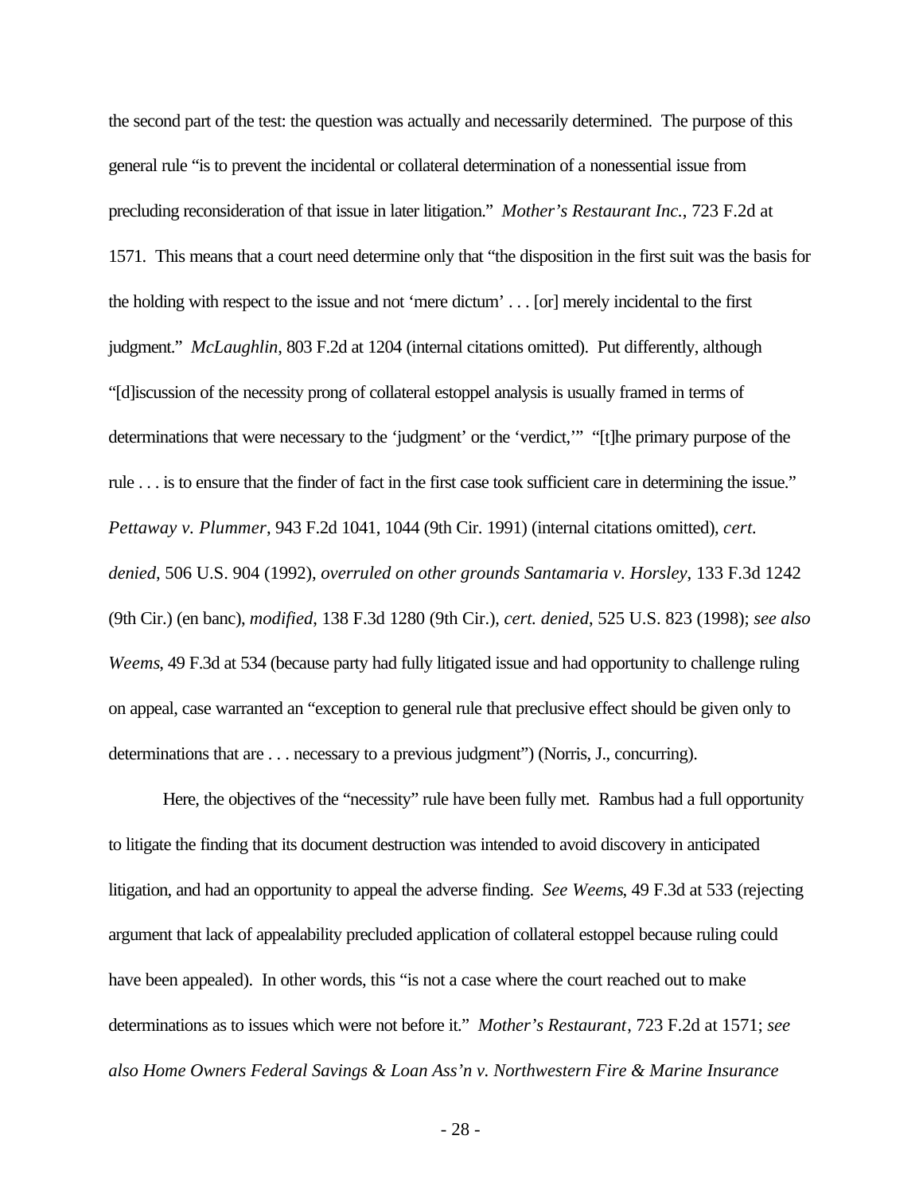the second part of the test: the question was actually and necessarily determined. The purpose of this general rule "is to prevent the incidental or collateral determination of a nonessential issue from precluding reconsideration of that issue in later litigation." *Mother's Restaurant Inc.*, 723 F.2d at 1571. This means that a court need determine only that "the disposition in the first suit was the basis for the holding with respect to the issue and not 'mere dictum' . . . [or] merely incidental to the first judgment." *McLaughlin*, 803 F.2d at 1204 (internal citations omitted). Put differently, although "[d]iscussion of the necessity prong of collateral estoppel analysis is usually framed in terms of determinations that were necessary to the 'judgment' or the 'verdict,'" "[t]he primary purpose of the rule . . . is to ensure that the finder of fact in the first case took sufficient care in determining the issue." *Pettaway v. Plummer*, 943 F.2d 1041, 1044 (9th Cir. 1991) (internal citations omitted), *cert. denied*, 506 U.S. 904 (1992), *overruled on other grounds Santamaria v. Horsley*, 133 F.3d 1242 (9th Cir.) (en banc), *modified*, 138 F.3d 1280 (9th Cir.), *cert. denied*, 525 U.S. 823 (1998); *see also Weems*, 49 F.3d at 534 (because party had fully litigated issue and had opportunity to challenge ruling on appeal, case warranted an "exception to general rule that preclusive effect should be given only to determinations that are . . . necessary to a previous judgment") (Norris, J., concurring).

Here, the objectives of the "necessity" rule have been fully met. Rambus had a full opportunity to litigate the finding that its document destruction was intended to avoid discovery in anticipated litigation, and had an opportunity to appeal the adverse finding. *See Weems*, 49 F.3d at 533 (rejecting argument that lack of appealability precluded application of collateral estoppel because ruling could have been appealed). In other words, this "is not a case where the court reached out to make determinations as to issues which were not before it." *Mother's Restaurant*, 723 F.2d at 1571; *see also Home Owners Federal Savings & Loan Ass'n v. Northwestern Fire & Marine Insurance*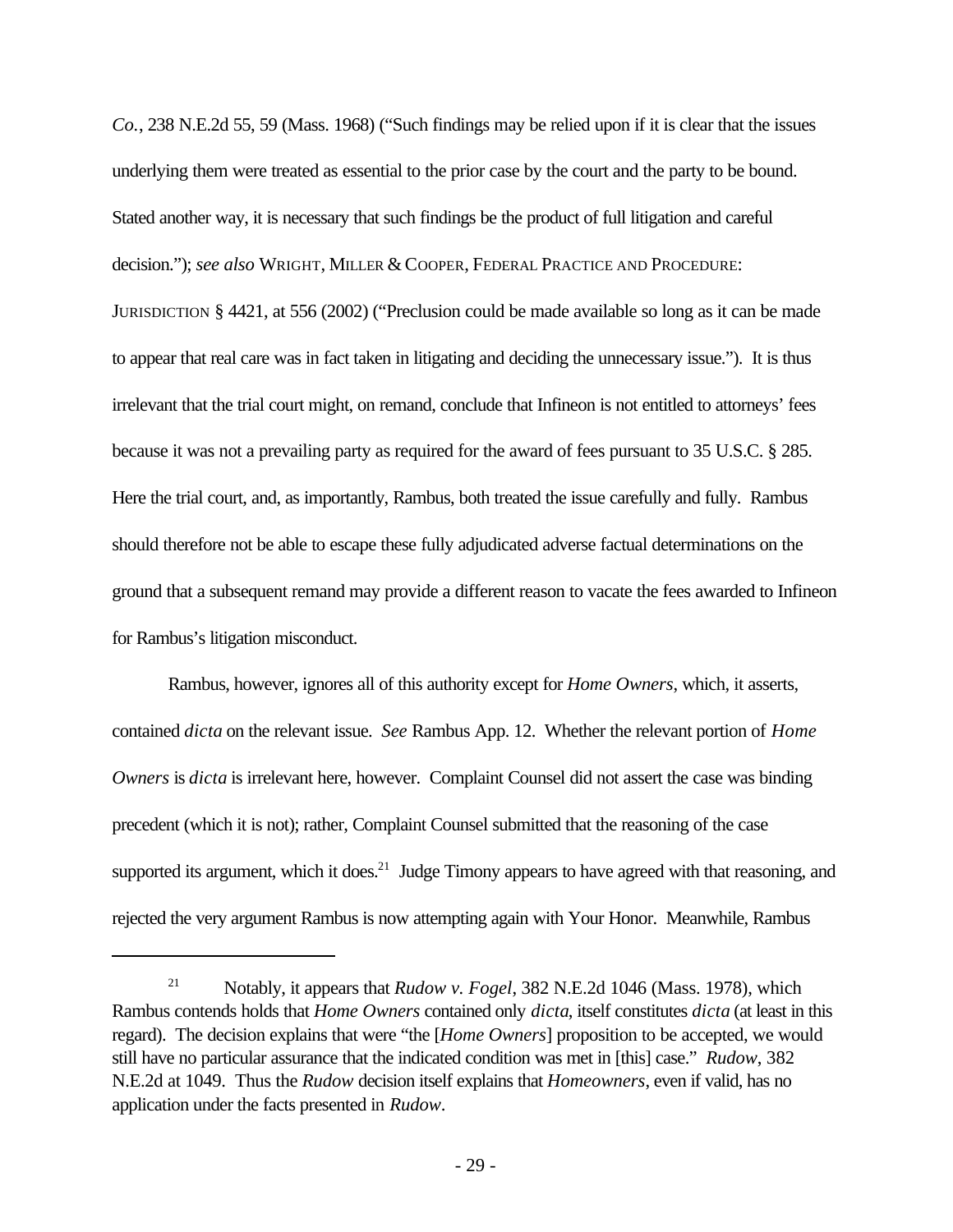*Co.*, 238 N.E.2d 55, 59 (Mass. 1968) ("Such findings may be relied upon if it is clear that the issues underlying them were treated as essential to the prior case by the court and the party to be bound. Stated another way, it is necessary that such findings be the product of full litigation and careful decision."); *see also* WRIGHT, MILLER & COOPER, FEDERAL PRACTICE AND PROCEDURE: JURISDICTION § 4421, at 556 (2002) ("Preclusion could be made available so long as it can be made to appear that real care was in fact taken in litigating and deciding the unnecessary issue."). It is thus irrelevant that the trial court might, on remand, conclude that Infineon is not entitled to attorneys' fees because it was not a prevailing party as required for the award of fees pursuant to 35 U.S.C. § 285. Here the trial court, and, as importantly, Rambus, both treated the issue carefully and fully. Rambus should therefore not be able to escape these fully adjudicated adverse factual determinations on the ground that a subsequent remand may provide a different reason to vacate the fees awarded to Infineon for Rambus's litigation misconduct.

Rambus, however, ignores all of this authority except for *Home Owners*, which, it asserts, contained *dicta* on the relevant issue. *See* Rambus App. 12. Whether the relevant portion of *Home Owners* is *dicta* is irrelevant here, however. Complaint Counsel did not assert the case was binding precedent (which it is not); rather, Complaint Counsel submitted that the reasoning of the case supported its argument, which it does.[21] Judge Timony appears to have agreed with that reasoning, and rejected the very argument Rambus is now attempting again with Your Honor. Meanwhile, Rambus

---

[21] Notably, it appears that *Rudow v. Fogel*, 382 N.E.2d 1046 (Mass. 1978), which Rambus contends holds that *Home Owners* contained only *dicta*, itself constitutes *dicta* (at least in this regard). The decision explains that were "the [*Home Owners*] proposition to be accepted, we would still have no particular assurance that the indicated condition was met in [this] case." *Rudow*, 382 N.E.2d at 1049. Thus the *Rudow* decision itself explains that *Homeowners*, even if valid, has no application under the facts presented in *Rudow*.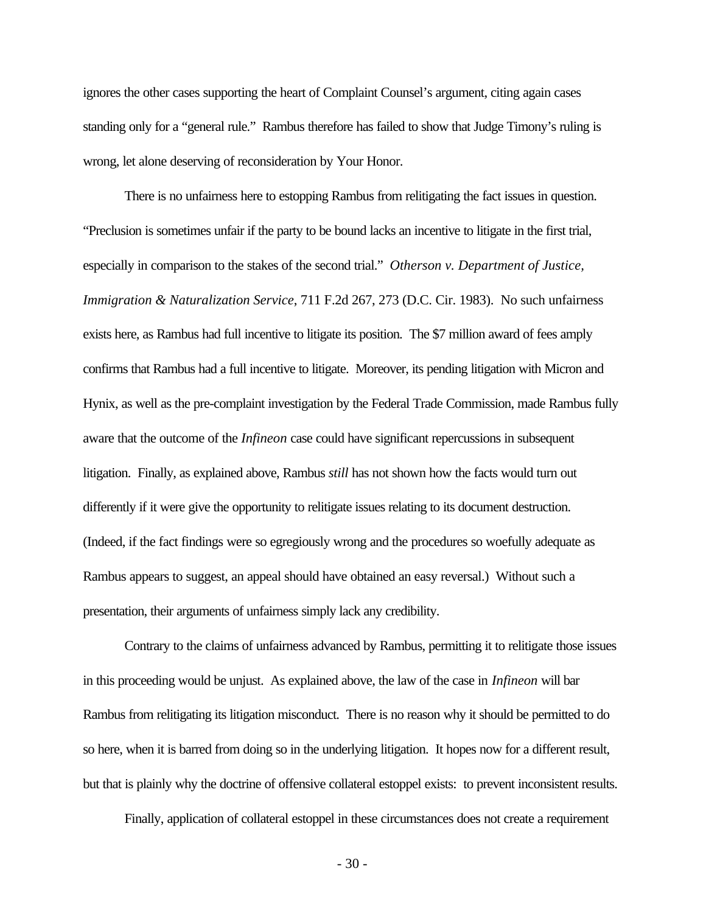ignores the other cases supporting the heart of Complaint Counsel's argument, citing again cases standing only for a "general rule." Rambus therefore has failed to show that Judge Timony's ruling is wrong, let alone deserving of reconsideration by Your Honor.

There is no unfairness here to estopping Rambus from relitigating the fact issues in question. "Preclusion is sometimes unfair if the party to be bound lacks an incentive to litigate in the first trial, especially in comparison to the stakes of the second trial." *Otherson v. Department of Justice, Immigration & Naturalization Service*, 711 F.2d 267, 273 (D.C. Cir. 1983). No such unfairness exists here, as Rambus had full incentive to litigate its position. The $7 million award of fees amply confirms that Rambus had a full incentive to litigate. Moreover, its pending litigation with Micron and Hynix, as well as the pre-complaint investigation by the Federal Trade Commission, made Rambus fully aware that the outcome of the *Infineon* case could have significant repercussions in subsequent litigation. Finally, as explained above, Rambus *still* has not shown how the facts would turn out differently if it were give the opportunity to relitigate issues relating to its document destruction. (Indeed, if the fact findings were so egregiously wrong and the procedures so woefully adequate as Rambus appears to suggest, an appeal should have obtained an easy reversal.) Without such a presentation, their arguments of unfairness simply lack any credibility.

Contrary to the claims of unfairness advanced by Rambus, permitting it to relitigate those issues in this proceeding would be unjust. As explained above, the law of the case in *Infineon* will bar Rambus from relitigating its litigation misconduct. There is no reason why it should be permitted to do so here, when it is barred from doing so in the underlying litigation. It hopes now for a different result, but that is plainly why the doctrine of offensive collateral estoppel exists: to prevent inconsistent results.

Finally, application of collateral estoppel in these circumstances does not create a requirement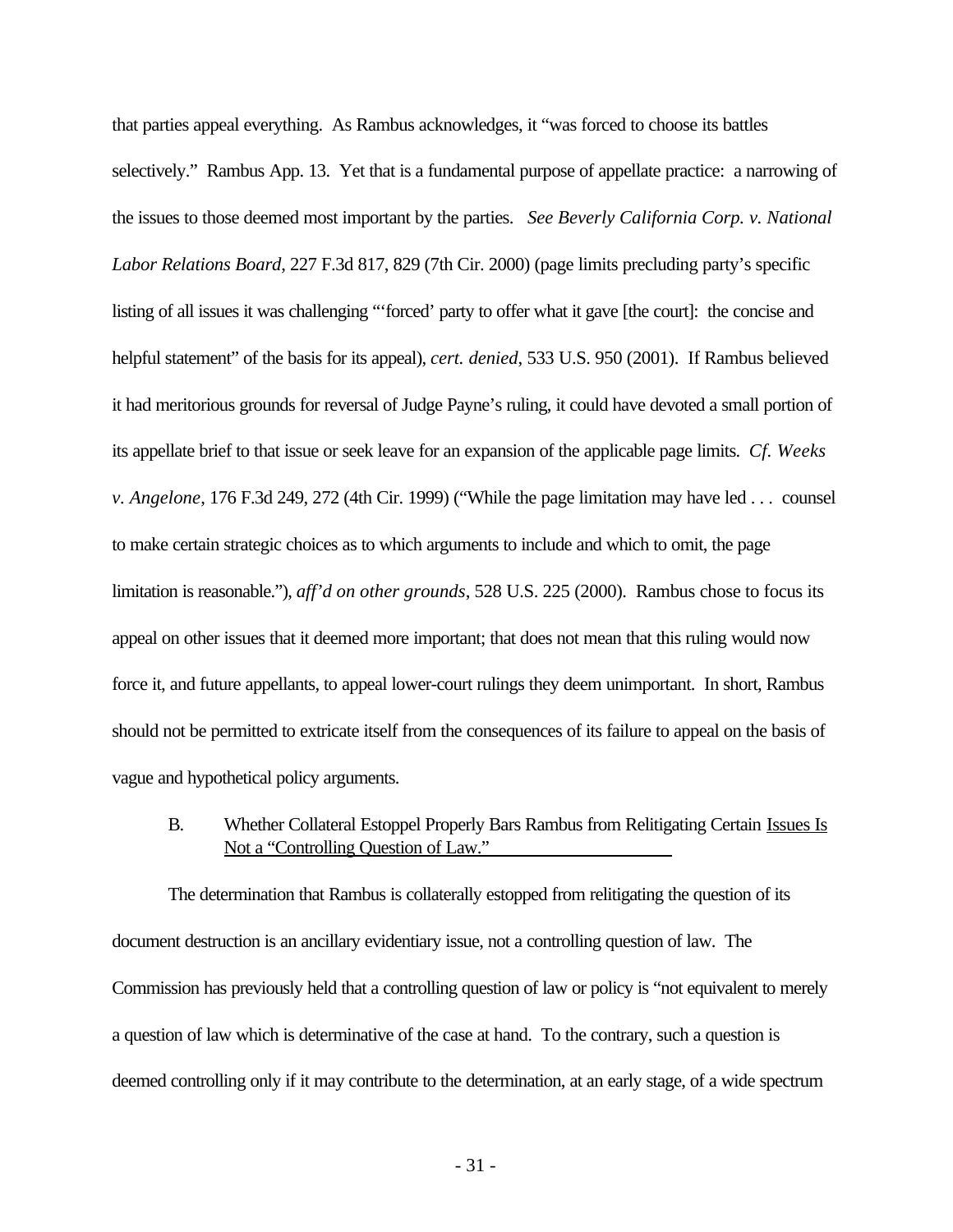that parties appeal everything. As Rambus acknowledges, it "was forced to choose its battles selectively." Rambus App. 13. Yet that is a fundamental purpose of appellate practice: a narrowing of the issues to those deemed most important by the parties. *See Beverly California Corp. v. National Labor Relations Board*, 227 F.3d 817, 829 (7th Cir. 2000) (page limits precluding party's specific listing of all issues it was challenging "'forced' party to offer what it gave [the court]: the concise and helpful statement" of the basis for its appeal), *cert. denied*, 533 U.S. 950 (2001). If Rambus believed it had meritorious grounds for reversal of Judge Payne's ruling, it could have devoted a small portion of its appellate brief to that issue or seek leave for an expansion of the applicable page limits. *Cf. Weeks v. Angelone*, 176 F.3d 249, 272 (4th Cir. 1999) ("While the page limitation may have led . . . counsel to make certain strategic choices as to which arguments to include and which to omit, the page limitation is reasonable."), *aff'd on other grounds*, 528 U.S. 225 (2000). Rambus chose to focus its appeal on other issues that it deemed more important; that does not mean that this ruling would now force it, and future appellants, to appeal lower-court rulings they deem unimportant. In short, Rambus should not be permitted to extricate itself from the consequences of its failure to appeal on the basis of vague and hypothetical policy arguments.

### B. Whether Collateral Estoppel Properly Bars Rambus from Relitigating Certain Issues Is Not a "Controlling Question of Law."

The determination that Rambus is collaterally estopped from relitigating the question of its document destruction is an ancillary evidentiary issue, not a controlling question of law. The Commission has previously held that a controlling question of law or policy is "not equivalent to merely a question of law which is determinative of the case at hand. To the contrary, such a question is deemed controlling only if it may contribute to the determination, at an early stage, of a wide spectrum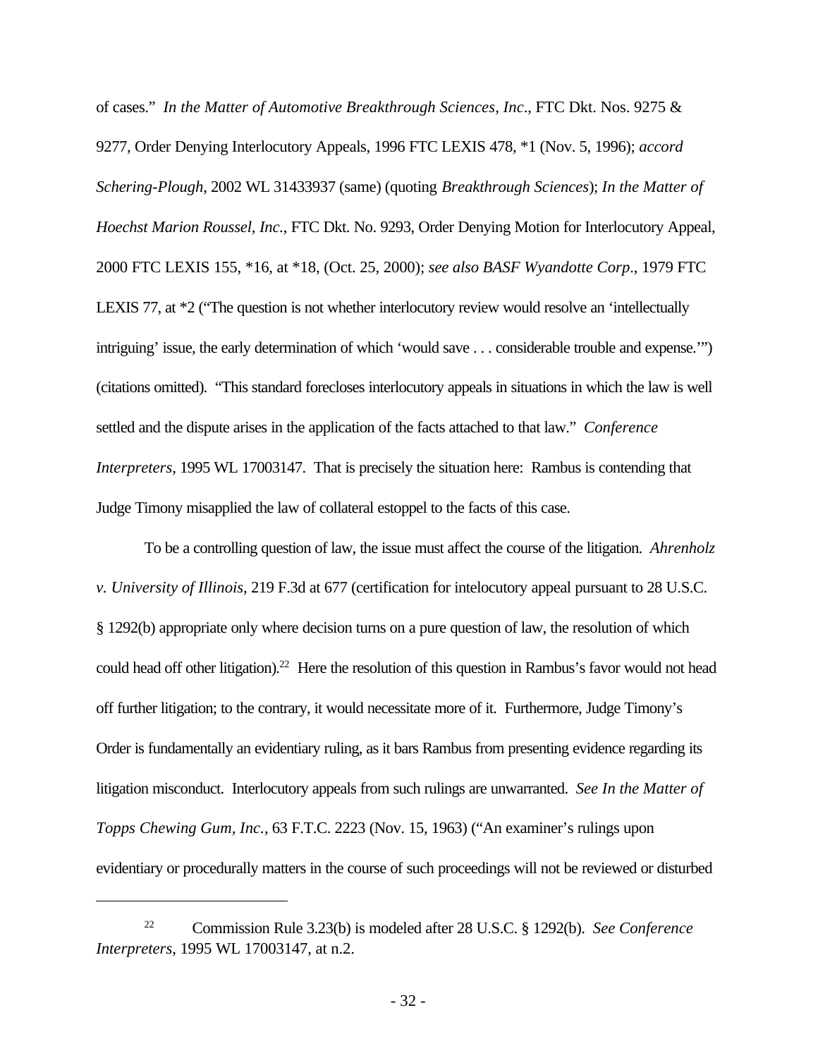of cases." *In the Matter of Automotive Breakthrough Sciences, Inc*., FTC Dkt. Nos. 9275 & 9277, Order Denying Interlocutory Appeals, 1996 FTC LEXIS 478, *1 (Nov. 5, 1996); *accord Schering-Plough*, 2002 WL 31433937 (same) (quoting *Breakthrough Sciences*); *In the Matter of Hoechst Marion Roussel, Inc.*, FTC Dkt. No. 9293, Order Denying Motion for Interlocutory Appeal, 2000 FTC LEXIS 155, *16, at *18, (Oct. 25, 2000); *see also BASF Wyandotte Corp*., 1979 FTC LEXIS 77, at *2 ("The question is not whether interlocutory review would resolve an 'intellectually intriguing' issue, the early determination of which 'would save . . . considerable trouble and expense.'") (citations omitted). "This standard forecloses interlocutory appeals in situations in which the law is well settled and the dispute arises in the application of the facts attached to that law." *Conference Interpreters*, 1995 WL 17003147. That is precisely the situation here: Rambus is contending that Judge Timony misapplied the law of collateral estoppel to the facts of this case.

To be a controlling question of law, the issue must affect the course of the litigation. *Ahrenholz v. University of Illinois*, 219 F.3d at 677 (certification for intelocutory appeal pursuant to 28 U.S.C. § 1292(b) appropriate only where decision turns on a pure question of law, the resolution of which could head off other litigation).[22] Here the resolution of this question in Rambus's favor would not head off further litigation; to the contrary, it would necessitate more of it. Furthermore, Judge Timony's Order is fundamentally an evidentiary ruling, as it bars Rambus from presenting evidence regarding its litigation misconduct. Interlocutory appeals from such rulings are unwarranted. *See In the Matter of Topps Chewing Gum, Inc.*, 63 F.T.C. 2223 (Nov. 15, 1963) ("An examiner's rulings upon evidentiary or procedurally matters in the course of such proceedings will not be reviewed or disturbed

---

[22] Commission Rule 3.23(b) is modeled after 28 U.S.C. § 1292(b). *See Conference Interpreters*, 1995 WL 17003147, at n.2.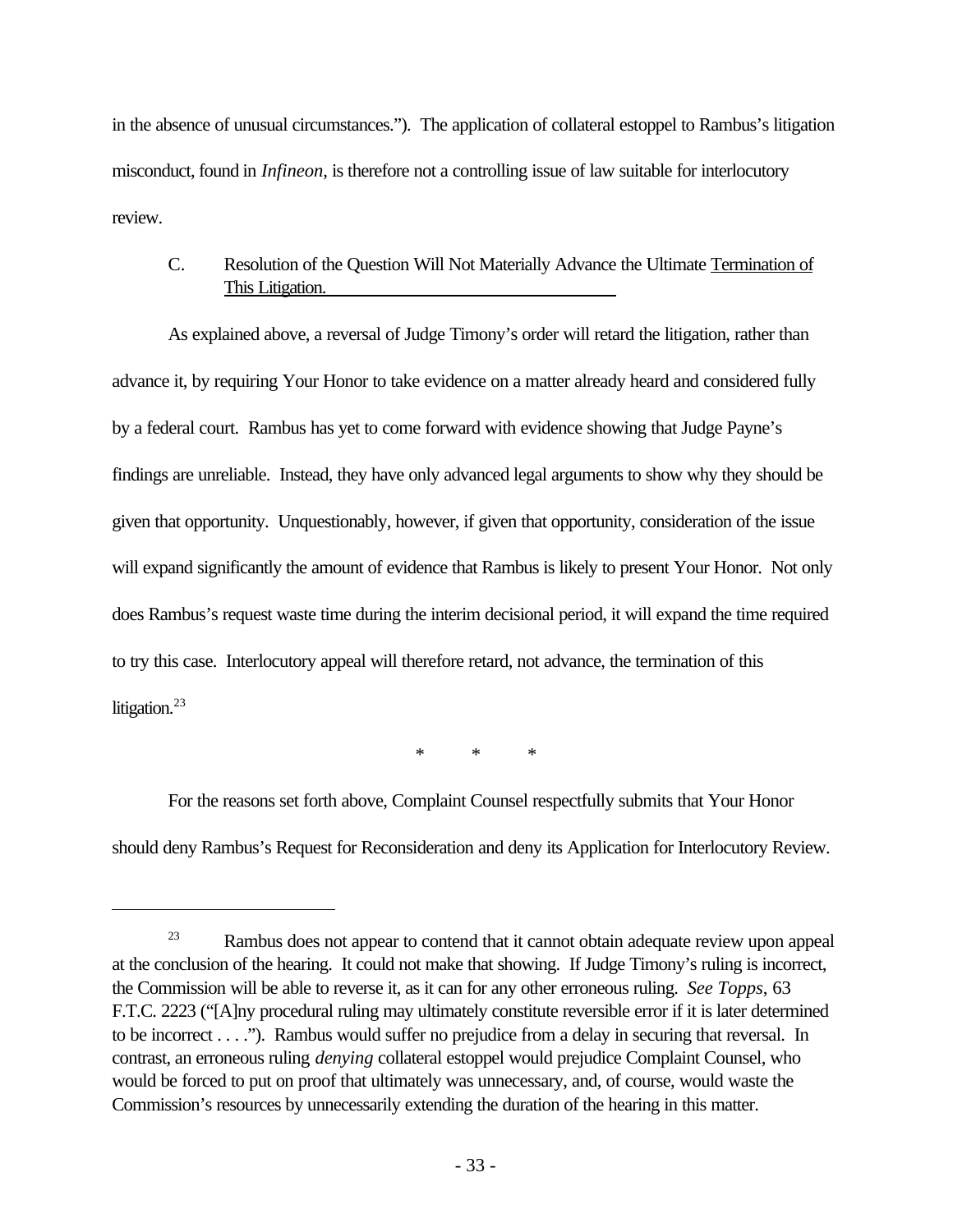in the absence of unusual circumstances."). The application of collateral estoppel to Rambus's litigation misconduct, found in *Infineon*, is therefore not a controlling issue of law suitable for interlocutory review.

### C. Resolution of the Question Will Not Materially Advance the Ultimate Termination of This Litigation.

As explained above, a reversal of Judge Timony's order will retard the litigation, rather than advance it, by requiring Your Honor to take evidence on a matter already heard and considered fully by a federal court. Rambus has yet to come forward with evidence showing that Judge Payne's findings are unreliable. Instead, they have only advanced legal arguments to show why they should be given that opportunity. Unquestionably, however, if given that opportunity, consideration of the issue will expand significantly the amount of evidence that Rambus is likely to present Your Honor. Not only does Rambus's request waste time during the interim decisional period, it will expand the time required to try this case. Interlocutory appeal will therefore retard, not advance, the termination of this litigation.[23]

\* \* \*

For the reasons set forth above, Complaint Counsel respectfully submits that Your Honor should deny Rambus's Request for Reconsideration and deny its Application for Interlocutory Review.

---

[23] Rambus does not appear to contend that it cannot obtain adequate review upon appeal at the conclusion of the hearing. It could not make that showing. If Judge Timony's ruling is incorrect, the Commission will be able to reverse it, as it can for any other erroneous ruling. *See Topps*, 63 F.T.C. 2223 ("[A]ny procedural ruling may ultimately constitute reversible error if it is later determined to be incorrect . . . ."). Rambus would suffer no prejudice from a delay in securing that reversal. In contrast, an erroneous ruling *denying* collateral estoppel would prejudice Complaint Counsel, who would be forced to put on proof that ultimately was unnecessary, and, of course, would waste the Commission's resources by unnecessarily extending the duration of the hearing in this matter.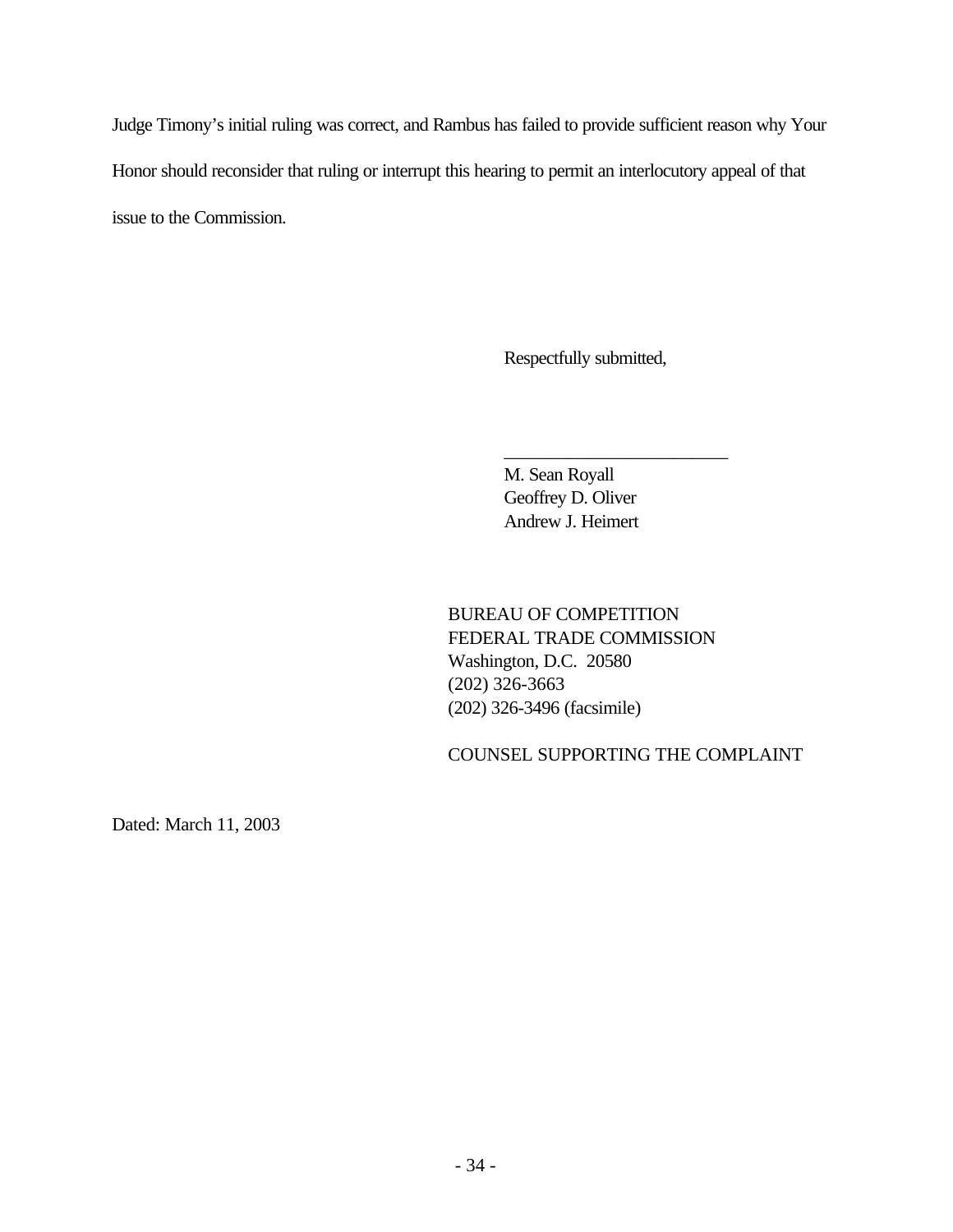Judge Timony's initial ruling was correct, and Rambus has failed to provide sufficient reason why Your Honor should reconsider that ruling or interrupt this hearing to permit an interlocutory appeal of that issue to the Commission.

Respectfully submitted,

\_\_\_\_\_\_\_\_\_\_\_\_\_\_\_\_\_\_\_\_\_\_\_\_\_

M. Sean Royall
Geoffrey D. Oliver
Andrew J. Heimert

BUREAU OF COMPETITION
FEDERAL TRADE COMMISSION
Washington, D.C. 20580
(202) 326-3663
(202) 326-3496 (facsimile)

COUNSEL SUPPORTING THE COMPLAINT

Dated: March 11, 2003